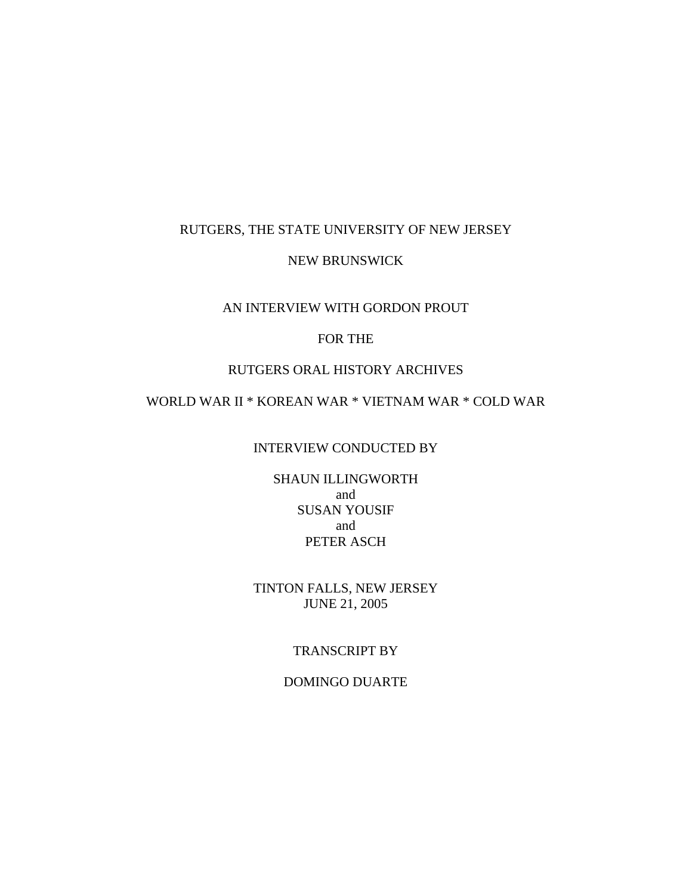RUTGERS, THE STATE UNIVERSITY OF NEW JERSEY

NEW BRUNSWICK

AN INTERVIEW WITH GORDON PROUT

FOR THE

RUTGERS ORAL HISTORY ARCHIVES

WORLD WAR II * KOREAN WAR * VIETNAM WAR * COLD WAR

INTERVIEW CONDUCTED BY

SHAUN ILLINGWORTH
and
SUSAN YOUSIF
and
PETER ASCH

TINTON FALLS, NEW JERSEY
JUNE 21, 2005

TRANSCRIPT BY

DOMINGO DUARTE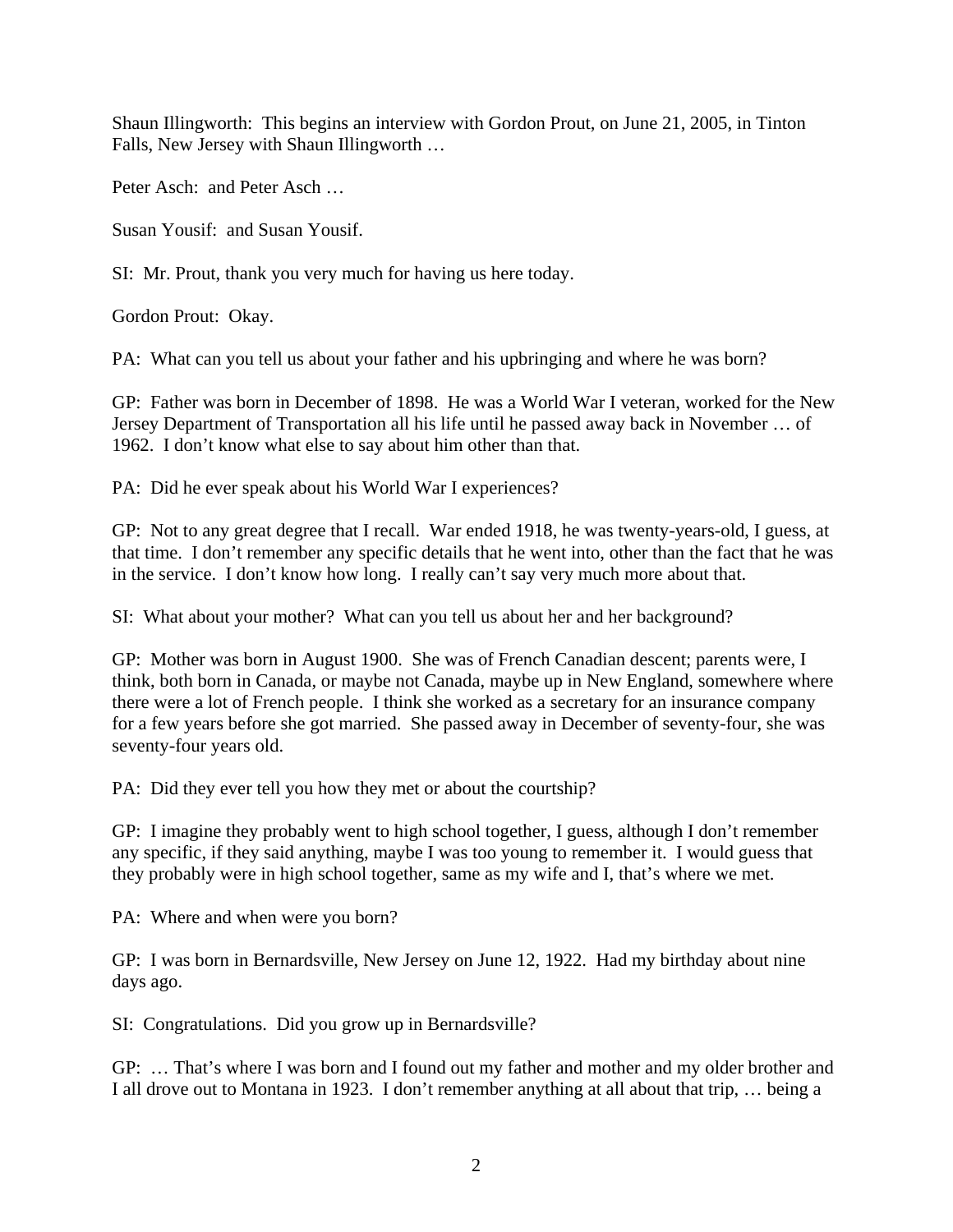Shaun Illingworth: This begins an interview with Gordon Prout, on June 21, 2005, in Tinton Falls, New Jersey with Shaun Illingworth …

Peter Asch: and Peter Asch …

Susan Yousif: and Susan Yousif.

SI: Mr. Prout, thank you very much for having us here today.

Gordon Prout: Okay.

PA: What can you tell us about your father and his upbringing and where he was born?

GP: Father was born in December of 1898. He was a World War I veteran, worked for the New Jersey Department of Transportation all his life until he passed away back in November … of 1962. I don't know what else to say about him other than that.

PA: Did he ever speak about his World War I experiences?

GP: Not to any great degree that I recall. War ended 1918, he was twenty-years-old, I guess, at that time. I don't remember any specific details that he went into, other than the fact that he was in the service. I don't know how long. I really can't say very much more about that.

SI: What about your mother? What can you tell us about her and her background?

GP: Mother was born in August 1900. She was of French Canadian descent; parents were, I think, both born in Canada, or maybe not Canada, maybe up in New England, somewhere where there were a lot of French people. I think she worked as a secretary for an insurance company for a few years before she got married. She passed away in December of seventy-four, she was seventy-four years old.

PA: Did they ever tell you how they met or about the courtship?

GP: I imagine they probably went to high school together, I guess, although I don't remember any specific, if they said anything, maybe I was too young to remember it. I would guess that they probably were in high school together, same as my wife and I, that's where we met.

PA: Where and when were you born?

GP: I was born in Bernardsville, New Jersey on June 12, 1922. Had my birthday about nine days ago.

SI: Congratulations. Did you grow up in Bernardsville?

GP: … That's where I was born and I found out my father and mother and my older brother and I all drove out to Montana in 1923. I don't remember anything at all about that trip, … being a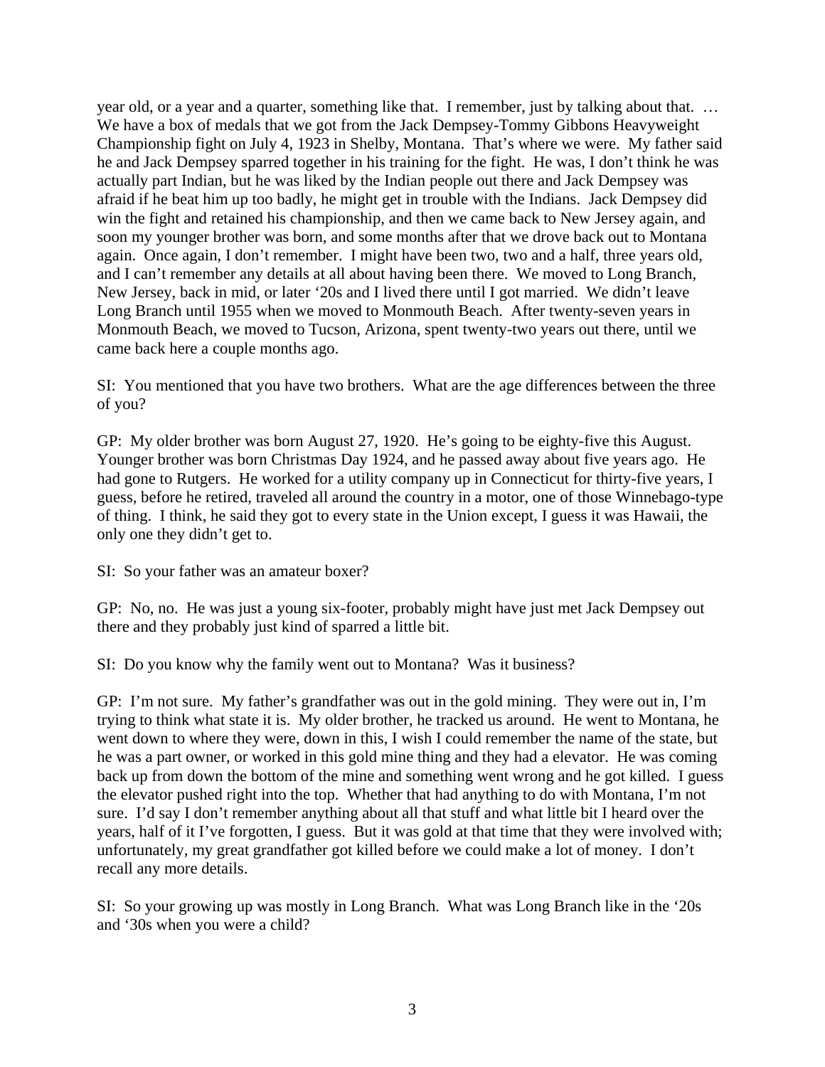year old, or a year and a quarter, something like that. I remember, just by talking about that. … We have a box of medals that we got from the Jack Dempsey-Tommy Gibbons Heavyweight Championship fight on July 4, 1923 in Shelby, Montana. That's where we were. My father said he and Jack Dempsey sparred together in his training for the fight. He was, I don't think he was actually part Indian, but he was liked by the Indian people out there and Jack Dempsey was afraid if he beat him up too badly, he might get in trouble with the Indians. Jack Dempsey did win the fight and retained his championship, and then we came back to New Jersey again, and soon my younger brother was born, and some months after that we drove back out to Montana again. Once again, I don't remember. I might have been two, two and a half, three years old, and I can't remember any details at all about having been there. We moved to Long Branch, New Jersey, back in mid, or later '20s and I lived there until I got married. We didn't leave Long Branch until 1955 when we moved to Monmouth Beach. After twenty-seven years in Monmouth Beach, we moved to Tucson, Arizona, spent twenty-two years out there, until we came back here a couple months ago.

SI: You mentioned that you have two brothers. What are the age differences between the three of you?

GP: My older brother was born August 27, 1920. He's going to be eighty-five this August. Younger brother was born Christmas Day 1924, and he passed away about five years ago. He had gone to Rutgers. He worked for a utility company up in Connecticut for thirty-five years, I guess, before he retired, traveled all around the country in a motor, one of those Winnebago-type of thing. I think, he said they got to every state in the Union except, I guess it was Hawaii, the only one they didn't get to.

SI: So your father was an amateur boxer?

GP: No, no. He was just a young six-footer, probably might have just met Jack Dempsey out there and they probably just kind of sparred a little bit.

SI: Do you know why the family went out to Montana? Was it business?

GP: I'm not sure. My father's grandfather was out in the gold mining. They were out in, I'm trying to think what state it is. My older brother, he tracked us around. He went to Montana, he went down to where they were, down in this, I wish I could remember the name of the state, but he was a part owner, or worked in this gold mine thing and they had a elevator. He was coming back up from down the bottom of the mine and something went wrong and he got killed. I guess the elevator pushed right into the top. Whether that had anything to do with Montana, I'm not sure. I'd say I don't remember anything about all that stuff and what little bit I heard over the years, half of it I've forgotten, I guess. But it was gold at that time that they were involved with; unfortunately, my great grandfather got killed before we could make a lot of money. I don't recall any more details.

SI: So your growing up was mostly in Long Branch. What was Long Branch like in the '20s and '30s when you were a child?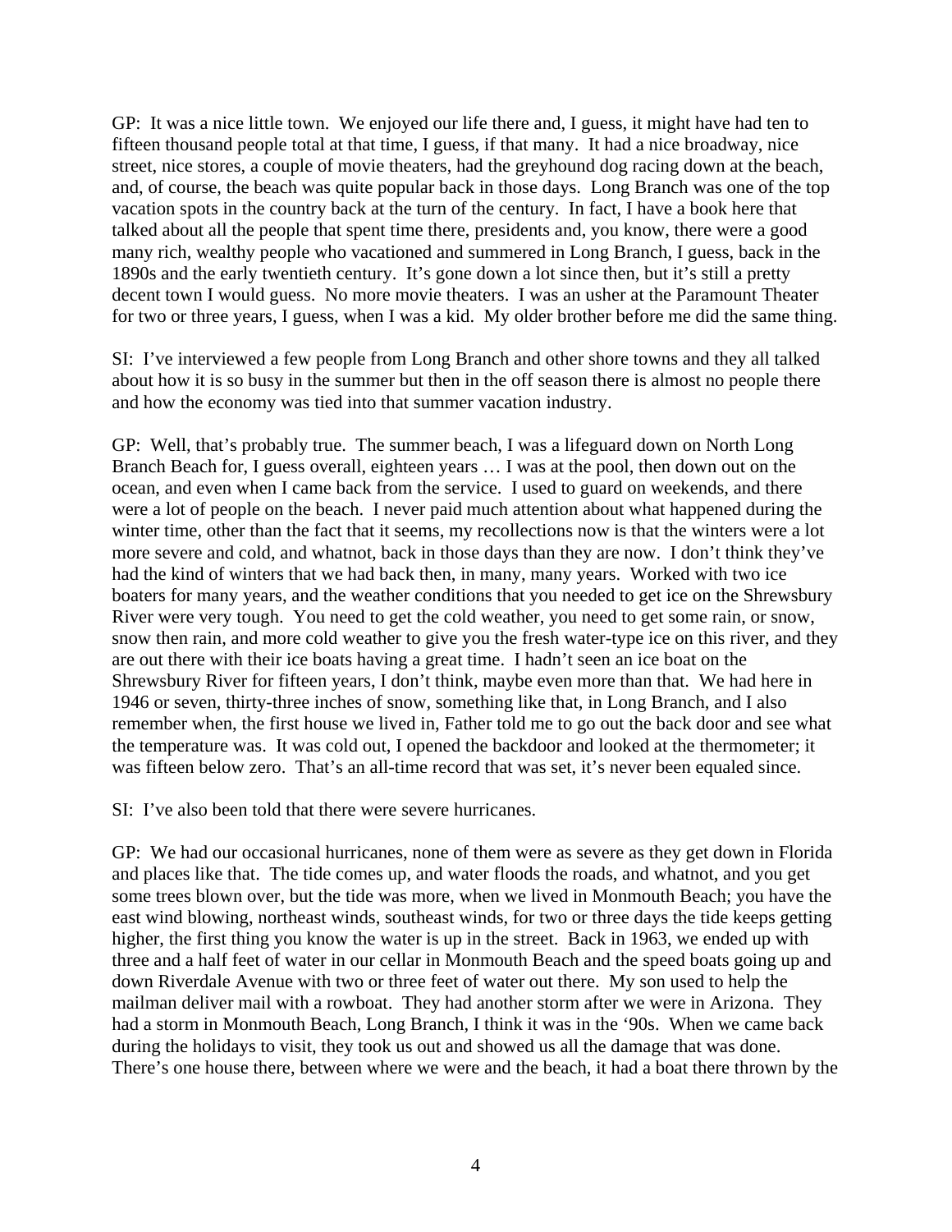GP: It was a nice little town. We enjoyed our life there and, I guess, it might have had ten to fifteen thousand people total at that time, I guess, if that many. It had a nice broadway, nice street, nice stores, a couple of movie theaters, had the greyhound dog racing down at the beach, and, of course, the beach was quite popular back in those days. Long Branch was one of the top vacation spots in the country back at the turn of the century. In fact, I have a book here that talked about all the people that spent time there, presidents and, you know, there were a good many rich, wealthy people who vacationed and summered in Long Branch, I guess, back in the 1890s and the early twentieth century. It's gone down a lot since then, but it's still a pretty decent town I would guess. No more movie theaters. I was an usher at the Paramount Theater for two or three years, I guess, when I was a kid. My older brother before me did the same thing.

SI: I've interviewed a few people from Long Branch and other shore towns and they all talked about how it is so busy in the summer but then in the off season there is almost no people there and how the economy was tied into that summer vacation industry.

GP: Well, that's probably true. The summer beach, I was a lifeguard down on North Long Branch Beach for, I guess overall, eighteen years … I was at the pool, then down out on the ocean, and even when I came back from the service. I used to guard on weekends, and there were a lot of people on the beach. I never paid much attention about what happened during the winter time, other than the fact that it seems, my recollections now is that the winters were a lot more severe and cold, and whatnot, back in those days than they are now. I don't think they've had the kind of winters that we had back then, in many, many years. Worked with two ice boaters for many years, and the weather conditions that you needed to get ice on the Shrewsbury River were very tough. You need to get the cold weather, you need to get some rain, or snow, snow then rain, and more cold weather to give you the fresh water-type ice on this river, and they are out there with their ice boats having a great time. I hadn't seen an ice boat on the Shrewsbury River for fifteen years, I don't think, maybe even more than that. We had here in 1946 or seven, thirty-three inches of snow, something like that, in Long Branch, and I also remember when, the first house we lived in, Father told me to go out the back door and see what the temperature was. It was cold out, I opened the backdoor and looked at the thermometer; it was fifteen below zero. That's an all-time record that was set, it's never been equaled since.

SI: I've also been told that there were severe hurricanes.

GP: We had our occasional hurricanes, none of them were as severe as they get down in Florida and places like that. The tide comes up, and water floods the roads, and whatnot, and you get some trees blown over, but the tide was more, when we lived in Monmouth Beach; you have the east wind blowing, northeast winds, southeast winds, for two or three days the tide keeps getting higher, the first thing you know the water is up in the street. Back in 1963, we ended up with three and a half feet of water in our cellar in Monmouth Beach and the speed boats going up and down Riverdale Avenue with two or three feet of water out there. My son used to help the mailman deliver mail with a rowboat. They had another storm after we were in Arizona. They had a storm in Monmouth Beach, Long Branch, I think it was in the '90s. When we came back during the holidays to visit, they took us out and showed us all the damage that was done. There's one house there, between where we were and the beach, it had a boat there thrown by the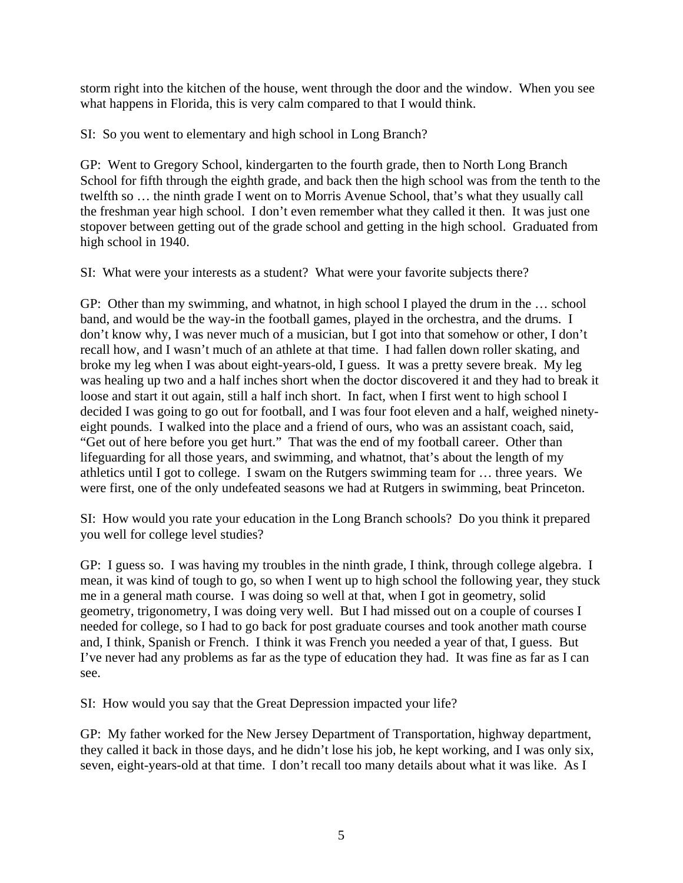storm right into the kitchen of the house, went through the door and the window. When you see what happens in Florida, this is very calm compared to that I would think.

SI: So you went to elementary and high school in Long Branch?

GP: Went to Gregory School, kindergarten to the fourth grade, then to North Long Branch School for fifth through the eighth grade, and back then the high school was from the tenth to the twelfth so … the ninth grade I went on to Morris Avenue School, that's what they usually call the freshman year high school. I don't even remember what they called it then. It was just one stopover between getting out of the grade school and getting in the high school. Graduated from high school in 1940.

SI: What were your interests as a student? What were your favorite subjects there?

GP: Other than my swimming, and whatnot, in high school I played the drum in the … school band, and would be the way-in the football games, played in the orchestra, and the drums. I don't know why, I was never much of a musician, but I got into that somehow or other, I don't recall how, and I wasn't much of an athlete at that time. I had fallen down roller skating, and broke my leg when I was about eight-years-old, I guess. It was a pretty severe break. My leg was healing up two and a half inches short when the doctor discovered it and they had to break it loose and start it out again, still a half inch short. In fact, when I first went to high school I decided I was going to go out for football, and I was four foot eleven and a half, weighed ninety-eight pounds. I walked into the place and a friend of ours, who was an assistant coach, said, "Get out of here before you get hurt." That was the end of my football career. Other than lifeguarding for all those years, and swimming, and whatnot, that's about the length of my athletics until I got to college. I swam on the Rutgers swimming team for … three years. We were first, one of the only undefeated seasons we had at Rutgers in swimming, beat Princeton.

SI: How would you rate your education in the Long Branch schools? Do you think it prepared you well for college level studies?

GP: I guess so. I was having my troubles in the ninth grade, I think, through college algebra. I mean, it was kind of tough to go, so when I went up to high school the following year, they stuck me in a general math course. I was doing so well at that, when I got in geometry, solid geometry, trigonometry, I was doing very well. But I had missed out on a couple of courses I needed for college, so I had to go back for post graduate courses and took another math course and, I think, Spanish or French. I think it was French you needed a year of that, I guess. But I've never had any problems as far as the type of education they had. It was fine as far as I can see.

SI: How would you say that the Great Depression impacted your life?

GP: My father worked for the New Jersey Department of Transportation, highway department, they called it back in those days, and he didn't lose his job, he kept working, and I was only six, seven, eight-years-old at that time. I don't recall too many details about what it was like. As I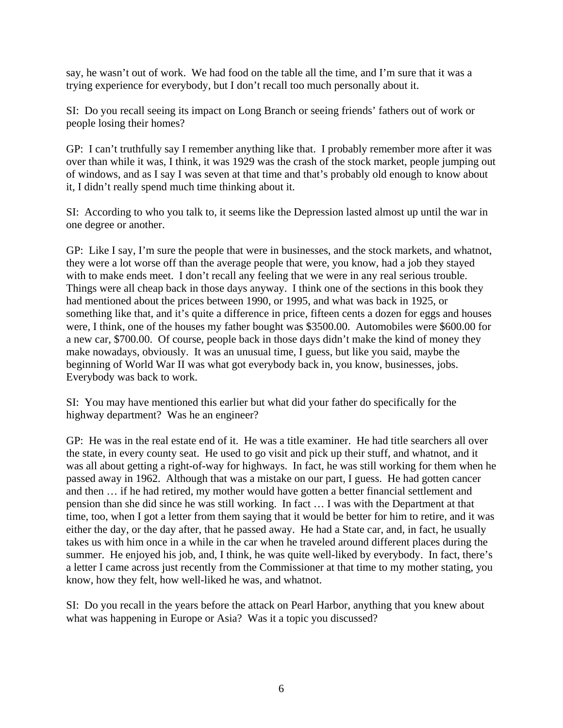say, he wasn't out of work. We had food on the table all the time, and I'm sure that it was a trying experience for everybody, but I don't recall too much personally about it.

SI: Do you recall seeing its impact on Long Branch or seeing friends' fathers out of work or people losing their homes?

GP: I can't truthfully say I remember anything like that. I probably remember more after it was over than while it was, I think, it was 1929 was the crash of the stock market, people jumping out of windows, and as I say I was seven at that time and that's probably old enough to know about it, I didn't really spend much time thinking about it.

SI: According to who you talk to, it seems like the Depression lasted almost up until the war in one degree or another.

GP: Like I say, I'm sure the people that were in businesses, and the stock markets, and whatnot, they were a lot worse off than the average people that were, you know, had a job they stayed with to make ends meet. I don't recall any feeling that we were in any real serious trouble. Things were all cheap back in those days anyway. I think one of the sections in this book they had mentioned about the prices between 1990, or 1995, and what was back in 1925, or something like that, and it's quite a difference in price, fifteen cents a dozen for eggs and houses were, I think, one of the houses my father bought was $3500.00. Automobiles were $600.00 for a new car, $700.00. Of course, people back in those days didn't make the kind of money they make nowadays, obviously. It was an unusual time, I guess, but like you said, maybe the beginning of World War II was what got everybody back in, you know, businesses, jobs. Everybody was back to work.

SI: You may have mentioned this earlier but what did your father do specifically for the highway department? Was he an engineer?

GP: He was in the real estate end of it. He was a title examiner. He had title searchers all over the state, in every county seat. He used to go visit and pick up their stuff, and whatnot, and it was all about getting a right-of-way for highways. In fact, he was still working for them when he passed away in 1962. Although that was a mistake on our part, I guess. He had gotten cancer and then … if he had retired, my mother would have gotten a better financial settlement and pension than she did since he was still working. In fact … I was with the Department at that time, too, when I got a letter from them saying that it would be better for him to retire, and it was either the day, or the day after, that he passed away. He had a State car, and, in fact, he usually takes us with him once in a while in the car when he traveled around different places during the summer. He enjoyed his job, and, I think, he was quite well-liked by everybody. In fact, there's a letter I came across just recently from the Commissioner at that time to my mother stating, you know, how they felt, how well-liked he was, and whatnot.

SI: Do you recall in the years before the attack on Pearl Harbor, anything that you knew about what was happening in Europe or Asia? Was it a topic you discussed?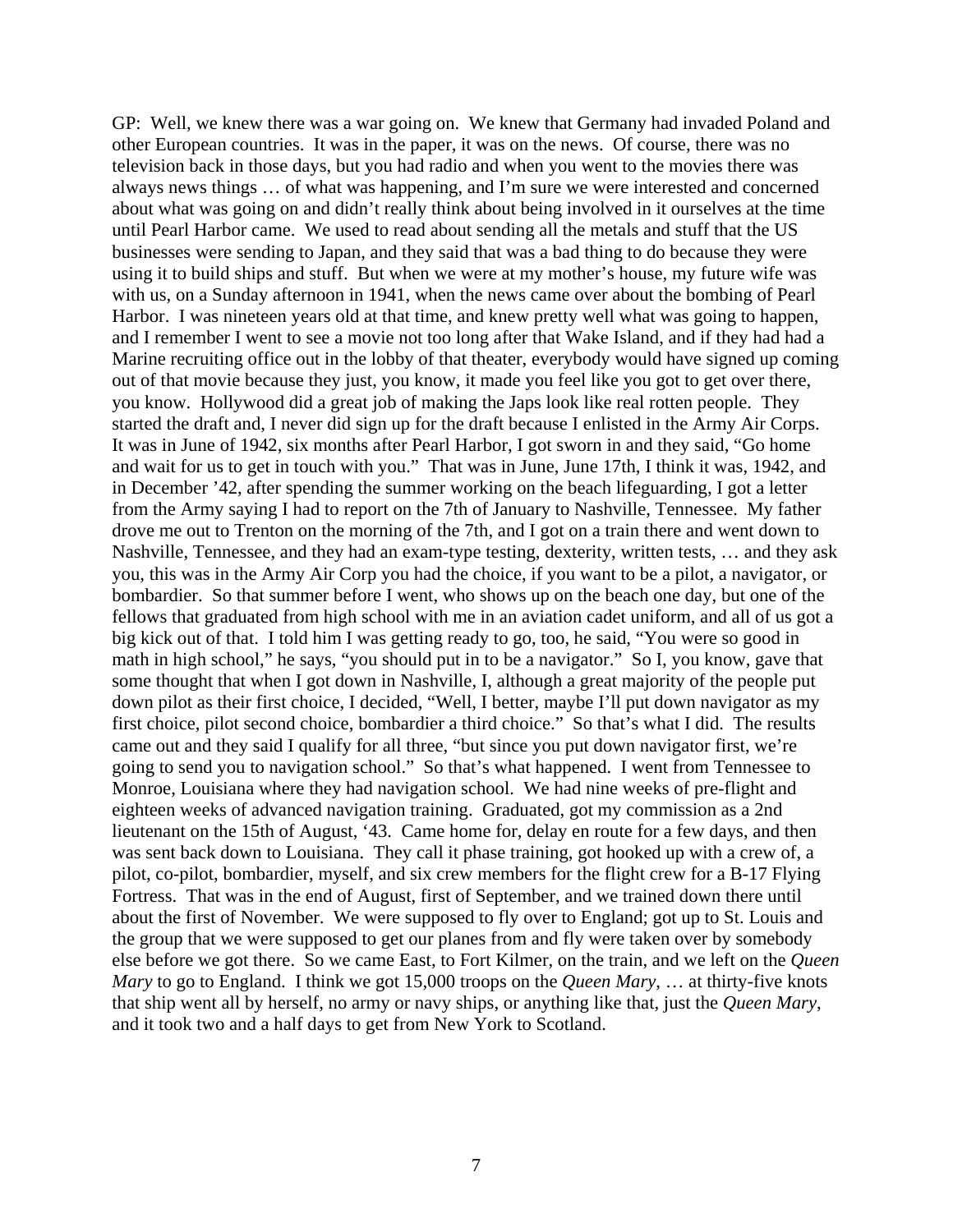GP: Well, we knew there was a war going on. We knew that Germany had invaded Poland and other European countries. It was in the paper, it was on the news. Of course, there was no television back in those days, but you had radio and when you went to the movies there was always news things … of what was happening, and I'm sure we were interested and concerned about what was going on and didn't really think about being involved in it ourselves at the time until Pearl Harbor came. We used to read about sending all the metals and stuff that the US businesses were sending to Japan, and they said that was a bad thing to do because they were using it to build ships and stuff. But when we were at my mother's house, my future wife was with us, on a Sunday afternoon in 1941, when the news came over about the bombing of Pearl Harbor. I was nineteen years old at that time, and knew pretty well what was going to happen, and I remember I went to see a movie not too long after that Wake Island, and if they had had a Marine recruiting office out in the lobby of that theater, everybody would have signed up coming out of that movie because they just, you know, it made you feel like you got to get over there, you know. Hollywood did a great job of making the Japs look like real rotten people. They started the draft and, I never did sign up for the draft because I enlisted in the Army Air Corps. It was in June of 1942, six months after Pearl Harbor, I got sworn in and they said, "Go home and wait for us to get in touch with you." That was in June, June 17th, I think it was, 1942, and in December '42, after spending the summer working on the beach lifeguarding, I got a letter from the Army saying I had to report on the 7th of January to Nashville, Tennessee. My father drove me out to Trenton on the morning of the 7th, and I got on a train there and went down to Nashville, Tennessee, and they had an exam-type testing, dexterity, written tests, … and they ask you, this was in the Army Air Corp you had the choice, if you want to be a pilot, a navigator, or bombardier. So that summer before I went, who shows up on the beach one day, but one of the fellows that graduated from high school with me in an aviation cadet uniform, and all of us got a big kick out of that. I told him I was getting ready to go, too, he said, "You were so good in math in high school," he says, "you should put in to be a navigator." So I, you know, gave that some thought that when I got down in Nashville, I, although a great majority of the people put down pilot as their first choice, I decided, "Well, I better, maybe I'll put down navigator as my first choice, pilot second choice, bombardier a third choice." So that's what I did. The results came out and they said I qualify for all three, "but since you put down navigator first, we're going to send you to navigation school." So that's what happened. I went from Tennessee to Monroe, Louisiana where they had navigation school. We had nine weeks of pre-flight and eighteen weeks of advanced navigation training. Graduated, got my commission as a 2nd lieutenant on the 15th of August, '43. Came home for, delay en route for a few days, and then was sent back down to Louisiana. They call it phase training, got hooked up with a crew of, a pilot, co-pilot, bombardier, myself, and six crew members for the flight crew for a B-17 Flying Fortress. That was in the end of August, first of September, and we trained down there until about the first of November. We were supposed to fly over to England; got up to St. Louis and the group that we were supposed to get our planes from and fly were taken over by somebody else before we got there. So we came East, to Fort Kilmer, on the train, and we left on the *Queen Mary* to go to England. I think we got 15,000 troops on the *Queen Mary*, … at thirty-five knots that ship went all by herself, no army or navy ships, or anything like that, just the *Queen Mary*, and it took two and a half days to get from New York to Scotland.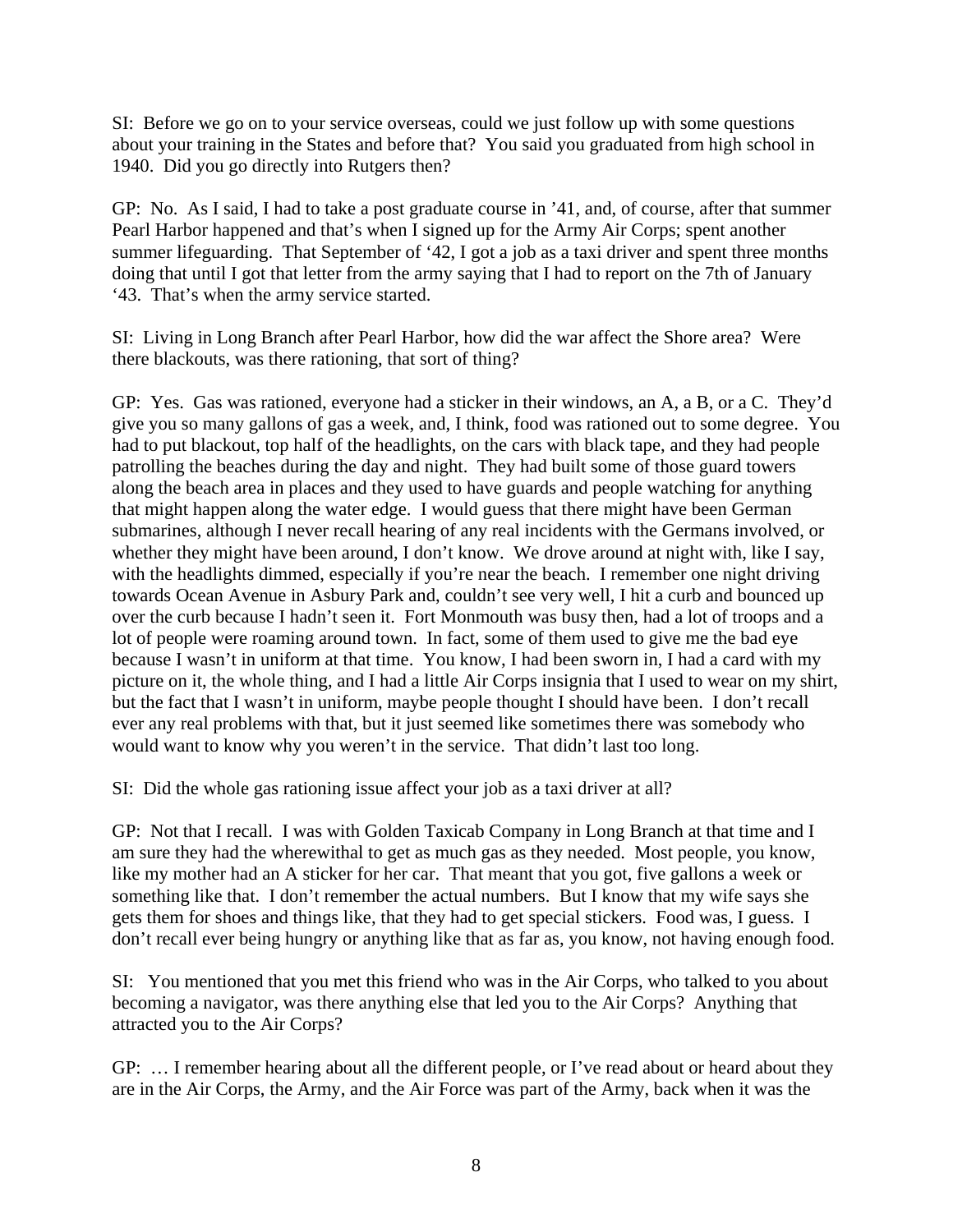SI: Before we go on to your service overseas, could we just follow up with some questions about your training in the States and before that? You said you graduated from high school in 1940. Did you go directly into Rutgers then?

GP: No. As I said, I had to take a post graduate course in '41, and, of course, after that summer Pearl Harbor happened and that's when I signed up for the Army Air Corps; spent another summer lifeguarding. That September of '42, I got a job as a taxi driver and spent three months doing that until I got that letter from the army saying that I had to report on the 7th of January '43. That's when the army service started.

SI: Living in Long Branch after Pearl Harbor, how did the war affect the Shore area? Were there blackouts, was there rationing, that sort of thing?

GP: Yes. Gas was rationed, everyone had a sticker in their windows, an A, a B, or a C. They'd give you so many gallons of gas a week, and, I think, food was rationed out to some degree. You had to put blackout, top half of the headlights, on the cars with black tape, and they had people patrolling the beaches during the day and night. They had built some of those guard towers along the beach area in places and they used to have guards and people watching for anything that might happen along the water edge. I would guess that there might have been German submarines, although I never recall hearing of any real incidents with the Germans involved, or whether they might have been around, I don't know. We drove around at night with, like I say, with the headlights dimmed, especially if you're near the beach. I remember one night driving towards Ocean Avenue in Asbury Park and, couldn't see very well, I hit a curb and bounced up over the curb because I hadn't seen it. Fort Monmouth was busy then, had a lot of troops and a lot of people were roaming around town. In fact, some of them used to give me the bad eye because I wasn't in uniform at that time. You know, I had been sworn in, I had a card with my picture on it, the whole thing, and I had a little Air Corps insignia that I used to wear on my shirt, but the fact that I wasn't in uniform, maybe people thought I should have been. I don't recall ever any real problems with that, but it just seemed like sometimes there was somebody who would want to know why you weren't in the service. That didn't last too long.

SI: Did the whole gas rationing issue affect your job as a taxi driver at all?

GP: Not that I recall. I was with Golden Taxicab Company in Long Branch at that time and I am sure they had the wherewithal to get as much gas as they needed. Most people, you know, like my mother had an A sticker for her car. That meant that you got, five gallons a week or something like that. I don't remember the actual numbers. But I know that my wife says she gets them for shoes and things like, that they had to get special stickers. Food was, I guess. I don't recall ever being hungry or anything like that as far as, you know, not having enough food.

SI: You mentioned that you met this friend who was in the Air Corps, who talked to you about becoming a navigator, was there anything else that led you to the Air Corps? Anything that attracted you to the Air Corps?

GP: … I remember hearing about all the different people, or I've read about or heard about they are in the Air Corps, the Army, and the Air Force was part of the Army, back when it was the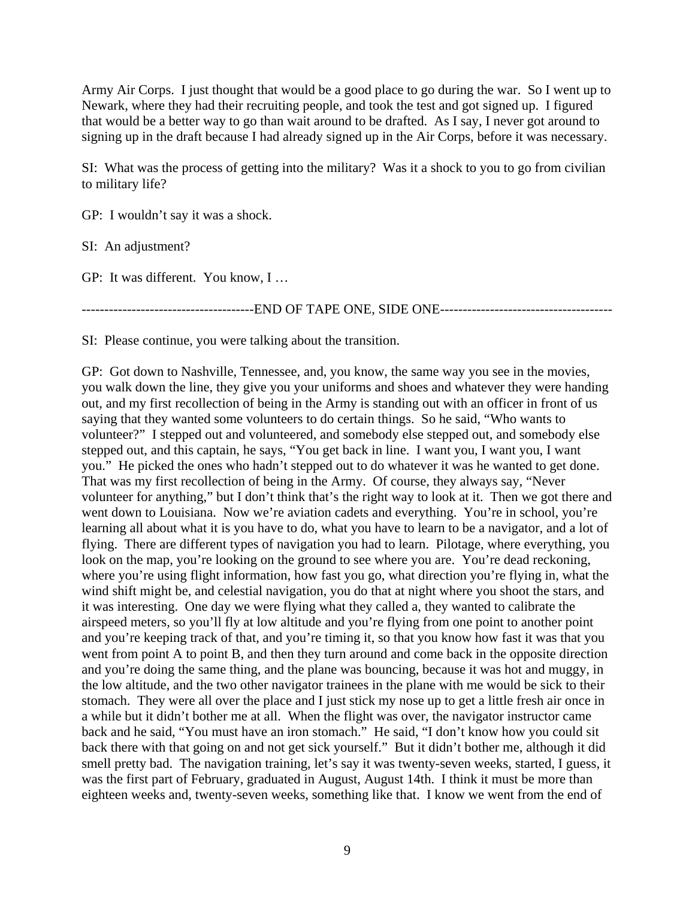Army Air Corps. I just thought that would be a good place to go during the war. So I went up to Newark, where they had their recruiting people, and took the test and got signed up. I figured that would be a better way to go than wait around to be drafted. As I say, I never got around to signing up in the draft because I had already signed up in the Air Corps, before it was necessary.

SI: What was the process of getting into the military? Was it a shock to you to go from civilian to military life?

GP: I wouldn't say it was a shock.

SI: An adjustment?

GP: It was different. You know, I …

--------------------------------------END OF TAPE ONE, SIDE ONE--------------------------------------

SI: Please continue, you were talking about the transition.

GP: Got down to Nashville, Tennessee, and, you know, the same way you see in the movies, you walk down the line, they give you your uniforms and shoes and whatever they were handing out, and my first recollection of being in the Army is standing out with an officer in front of us saying that they wanted some volunteers to do certain things. So he said, "Who wants to volunteer?" I stepped out and volunteered, and somebody else stepped out, and somebody else stepped out, and this captain, he says, "You get back in line. I want you, I want you, I want you." He picked the ones who hadn't stepped out to do whatever it was he wanted to get done. That was my first recollection of being in the Army. Of course, they always say, "Never volunteer for anything," but I don't think that's the right way to look at it. Then we got there and went down to Louisiana. Now we're aviation cadets and everything. You're in school, you're learning all about what it is you have to do, what you have to learn to be a navigator, and a lot of flying. There are different types of navigation you had to learn. Pilotage, where everything, you look on the map, you're looking on the ground to see where you are. You're dead reckoning, where you're using flight information, how fast you go, what direction you're flying in, what the wind shift might be, and celestial navigation, you do that at night where you shoot the stars, and it was interesting. One day we were flying what they called a, they wanted to calibrate the airspeed meters, so you'll fly at low altitude and you're flying from one point to another point and you're keeping track of that, and you're timing it, so that you know how fast it was that you went from point A to point B, and then they turn around and come back in the opposite direction and you're doing the same thing, and the plane was bouncing, because it was hot and muggy, in the low altitude, and the two other navigator trainees in the plane with me would be sick to their stomach. They were all over the place and I just stick my nose up to get a little fresh air once in a while but it didn't bother me at all. When the flight was over, the navigator instructor came back and he said, "You must have an iron stomach." He said, "I don't know how you could sit back there with that going on and not get sick yourself." But it didn't bother me, although it did smell pretty bad. The navigation training, let's say it was twenty-seven weeks, started, I guess, it was the first part of February, graduated in August, August 14th. I think it must be more than eighteen weeks and, twenty-seven weeks, something like that. I know we went from the end of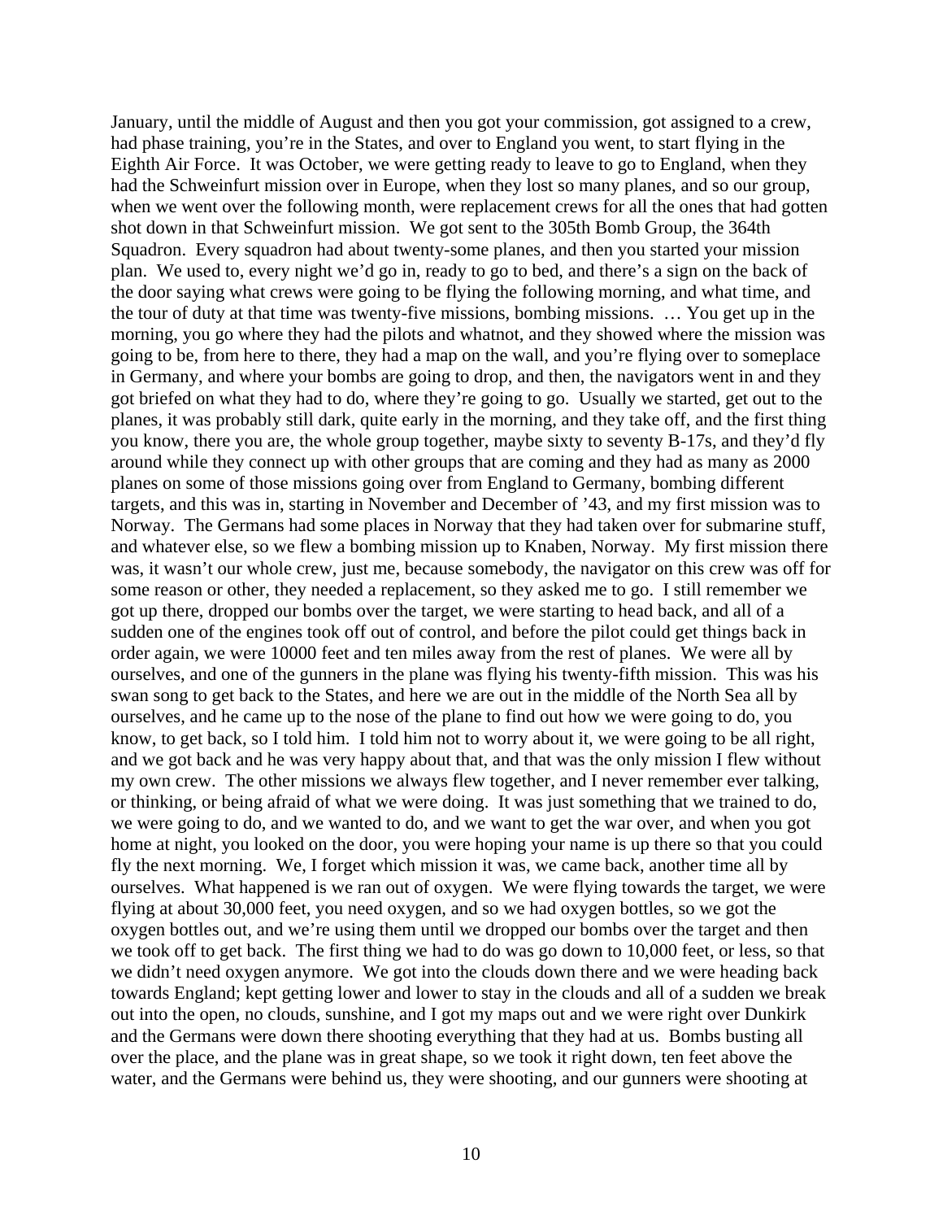January, until the middle of August and then you got your commission, got assigned to a crew, had phase training, you're in the States, and over to England you went, to start flying in the Eighth Air Force. It was October, we were getting ready to leave to go to England, when they had the Schweinfurt mission over in Europe, when they lost so many planes, and so our group, when we went over the following month, were replacement crews for all the ones that had gotten shot down in that Schweinfurt mission. We got sent to the 305th Bomb Group, the 364th Squadron. Every squadron had about twenty-some planes, and then you started your mission plan. We used to, every night we'd go in, ready to go to bed, and there's a sign on the back of the door saying what crews were going to be flying the following morning, and what time, and the tour of duty at that time was twenty-five missions, bombing missions. … You get up in the morning, you go where they had the pilots and whatnot, and they showed where the mission was going to be, from here to there, they had a map on the wall, and you're flying over to someplace in Germany, and where your bombs are going to drop, and then, the navigators went in and they got briefed on what they had to do, where they're going to go. Usually we started, get out to the planes, it was probably still dark, quite early in the morning, and they take off, and the first thing you know, there you are, the whole group together, maybe sixty to seventy B-17s, and they'd fly around while they connect up with other groups that are coming and they had as many as 2000 planes on some of those missions going over from England to Germany, bombing different targets, and this was in, starting in November and December of '43, and my first mission was to Norway. The Germans had some places in Norway that they had taken over for submarine stuff, and whatever else, so we flew a bombing mission up to Knaben, Norway. My first mission there was, it wasn't our whole crew, just me, because somebody, the navigator on this crew was off for some reason or other, they needed a replacement, so they asked me to go. I still remember we got up there, dropped our bombs over the target, we were starting to head back, and all of a sudden one of the engines took off out of control, and before the pilot could get things back in order again, we were 10000 feet and ten miles away from the rest of planes. We were all by ourselves, and one of the gunners in the plane was flying his twenty-fifth mission. This was his swan song to get back to the States, and here we are out in the middle of the North Sea all by ourselves, and he came up to the nose of the plane to find out how we were going to do, you know, to get back, so I told him. I told him not to worry about it, we were going to be all right, and we got back and he was very happy about that, and that was the only mission I flew without my own crew. The other missions we always flew together, and I never remember ever talking, or thinking, or being afraid of what we were doing. It was just something that we trained to do, we were going to do, and we wanted to do, and we want to get the war over, and when you got home at night, you looked on the door, you were hoping your name is up there so that you could fly the next morning. We, I forget which mission it was, we came back, another time all by ourselves. What happened is we ran out of oxygen. We were flying towards the target, we were flying at about 30,000 feet, you need oxygen, and so we had oxygen bottles, so we got the oxygen bottles out, and we're using them until we dropped our bombs over the target and then we took off to get back. The first thing we had to do was go down to 10,000 feet, or less, so that we didn't need oxygen anymore. We got into the clouds down there and we were heading back towards England; kept getting lower and lower to stay in the clouds and all of a sudden we break out into the open, no clouds, sunshine, and I got my maps out and we were right over Dunkirk and the Germans were down there shooting everything that they had at us. Bombs busting all over the place, and the plane was in great shape, so we took it right down, ten feet above the water, and the Germans were behind us, they were shooting, and our gunners were shooting at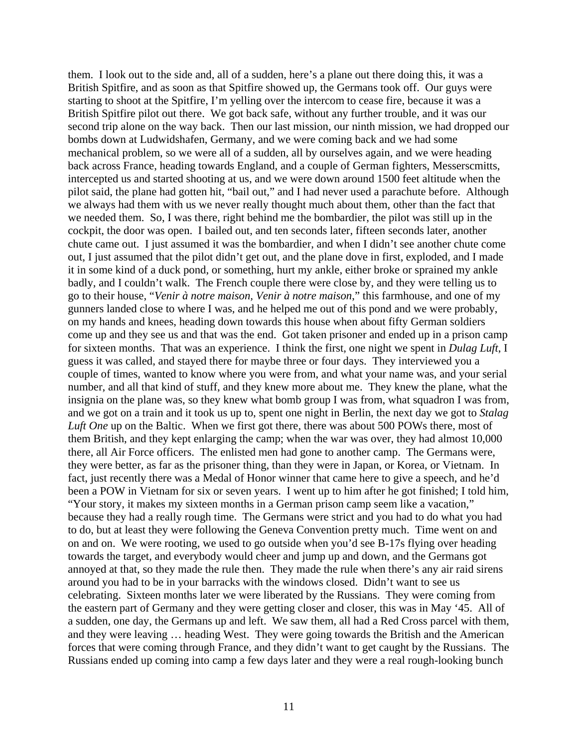them. I look out to the side and, all of a sudden, here's a plane out there doing this, it was a British Spitfire, and as soon as that Spitfire showed up, the Germans took off. Our guys were starting to shoot at the Spitfire, I'm yelling over the intercom to cease fire, because it was a British Spitfire pilot out there. We got back safe, without any further trouble, and it was our second trip alone on the way back. Then our last mission, our ninth mission, we had dropped our bombs down at Ludwidshafen, Germany, and we were coming back and we had some mechanical problem, so we were all of a sudden, all by ourselves again, and we were heading back across France, heading towards England, and a couple of German fighters, Messerscmitts, intercepted us and started shooting at us, and we were down around 1500 feet altitude when the pilot said, the plane had gotten hit, "bail out," and I had never used a parachute before. Although we always had them with us we never really thought much about them, other than the fact that we needed them. So, I was there, right behind me the bombardier, the pilot was still up in the cockpit, the door was open. I bailed out, and ten seconds later, fifteen seconds later, another chute came out. I just assumed it was the bombardier, and when I didn't see another chute come out, I just assumed that the pilot didn't get out, and the plane dove in first, exploded, and I made it in some kind of a duck pond, or something, hurt my ankle, either broke or sprained my ankle badly, and I couldn't walk. The French couple there were close by, and they were telling us to go to their house, "*Venir à notre maison, Venir à notre maison*," this farmhouse, and one of my gunners landed close to where I was, and he helped me out of this pond and we were probably, on my hands and knees, heading down towards this house when about fifty German soldiers come up and they see us and that was the end. Got taken prisoner and ended up in a prison camp for sixteen months. That was an experience. I think the first, one night we spent in *Dulag Luft*, I guess it was called, and stayed there for maybe three or four days. They interviewed you a couple of times, wanted to know where you were from, and what your name was, and your serial number, and all that kind of stuff, and they knew more about me. They knew the plane, what the insignia on the plane was, so they knew what bomb group I was from, what squadron I was from, and we got on a train and it took us up to, spent one night in Berlin, the next day we got to *Stalag Luft One* up on the Baltic. When we first got there, there was about 500 POWs there, most of them British, and they kept enlarging the camp; when the war was over, they had almost 10,000 there, all Air Force officers. The enlisted men had gone to another camp. The Germans were, they were better, as far as the prisoner thing, than they were in Japan, or Korea, or Vietnam. In fact, just recently there was a Medal of Honor winner that came here to give a speech, and he'd been a POW in Vietnam for six or seven years. I went up to him after he got finished; I told him, "Your story, it makes my sixteen months in a German prison camp seem like a vacation," because they had a really rough time. The Germans were strict and you had to do what you had to do, but at least they were following the Geneva Convention pretty much. Time went on and on and on. We were rooting, we used to go outside when you'd see B-17s flying over heading towards the target, and everybody would cheer and jump up and down, and the Germans got annoyed at that, so they made the rule then. They made the rule when there's any air raid sirens around you had to be in your barracks with the windows closed. Didn't want to see us celebrating. Sixteen months later we were liberated by the Russians. They were coming from the eastern part of Germany and they were getting closer and closer, this was in May '45. All of a sudden, one day, the Germans up and left. We saw them, all had a Red Cross parcel with them, and they were leaving … heading West. They were going towards the British and the American forces that were coming through France, and they didn't want to get caught by the Russians. The Russians ended up coming into camp a few days later and they were a real rough-looking bunch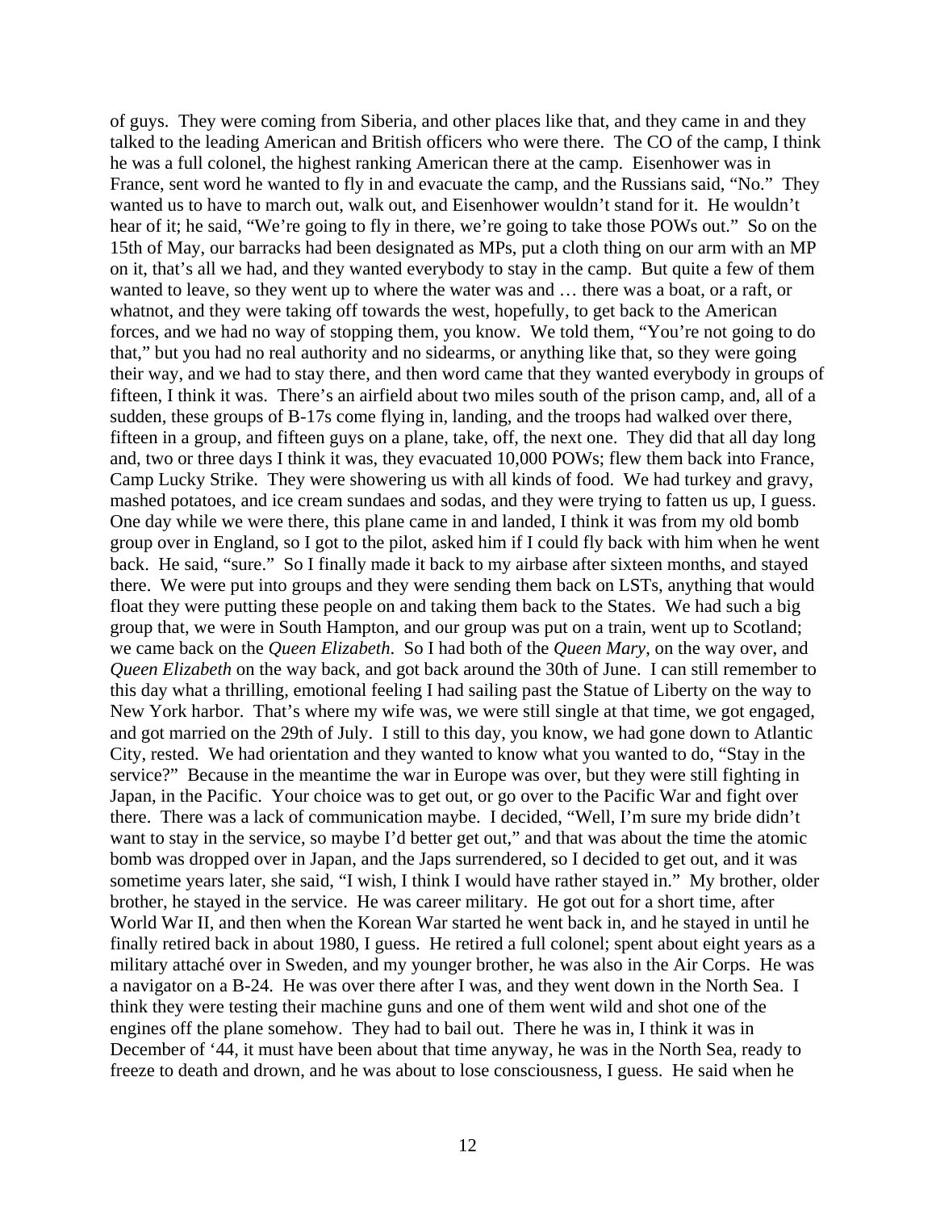of guys. They were coming from Siberia, and other places like that, and they came in and they talked to the leading American and British officers who were there. The CO of the camp, I think he was a full colonel, the highest ranking American there at the camp. Eisenhower was in France, sent word he wanted to fly in and evacuate the camp, and the Russians said, "No." They wanted us to have to march out, walk out, and Eisenhower wouldn't stand for it. He wouldn't hear of it; he said, "We're going to fly in there, we're going to take those POWs out." So on the 15th of May, our barracks had been designated as MPs, put a cloth thing on our arm with an MP on it, that's all we had, and they wanted everybody to stay in the camp. But quite a few of them wanted to leave, so they went up to where the water was and … there was a boat, or a raft, or whatnot, and they were taking off towards the west, hopefully, to get back to the American forces, and we had no way of stopping them, you know. We told them, "You're not going to do that," but you had no real authority and no sidearms, or anything like that, so they were going their way, and we had to stay there, and then word came that they wanted everybody in groups of fifteen, I think it was. There's an airfield about two miles south of the prison camp, and, all of a sudden, these groups of B-17s come flying in, landing, and the troops had walked over there, fifteen in a group, and fifteen guys on a plane, take, off, the next one. They did that all day long and, two or three days I think it was, they evacuated 10,000 POWs; flew them back into France, Camp Lucky Strike. They were showering us with all kinds of food. We had turkey and gravy, mashed potatoes, and ice cream sundaes and sodas, and they were trying to fatten us up, I guess. One day while we were there, this plane came in and landed, I think it was from my old bomb group over in England, so I got to the pilot, asked him if I could fly back with him when he went back. He said, "sure." So I finally made it back to my airbase after sixteen months, and stayed there. We were put into groups and they were sending them back on LSTs, anything that would float they were putting these people on and taking them back to the States. We had such a big group that, we were in South Hampton, and our group was put on a train, went up to Scotland; we came back on the *Queen Elizabeth*. So I had both of the *Queen Mary*, on the way over, and *Queen Elizabeth* on the way back, and got back around the 30th of June. I can still remember to this day what a thrilling, emotional feeling I had sailing past the Statue of Liberty on the way to New York harbor. That's where my wife was, we were still single at that time, we got engaged, and got married on the 29th of July. I still to this day, you know, we had gone down to Atlantic City, rested. We had orientation and they wanted to know what you wanted to do, "Stay in the service?" Because in the meantime the war in Europe was over, but they were still fighting in Japan, in the Pacific. Your choice was to get out, or go over to the Pacific War and fight over there. There was a lack of communication maybe. I decided, "Well, I'm sure my bride didn't want to stay in the service, so maybe I'd better get out," and that was about the time the atomic bomb was dropped over in Japan, and the Japs surrendered, so I decided to get out, and it was sometime years later, she said, "I wish, I think I would have rather stayed in." My brother, older brother, he stayed in the service. He was career military. He got out for a short time, after World War II, and then when the Korean War started he went back in, and he stayed in until he finally retired back in about 1980, I guess. He retired a full colonel; spent about eight years as a military attaché over in Sweden, and my younger brother, he was also in the Air Corps. He was a navigator on a B-24. He was over there after I was, and they went down in the North Sea. I think they were testing their machine guns and one of them went wild and shot one of the engines off the plane somehow. They had to bail out. There he was in, I think it was in December of '44, it must have been about that time anyway, he was in the North Sea, ready to freeze to death and drown, and he was about to lose consciousness, I guess. He said when he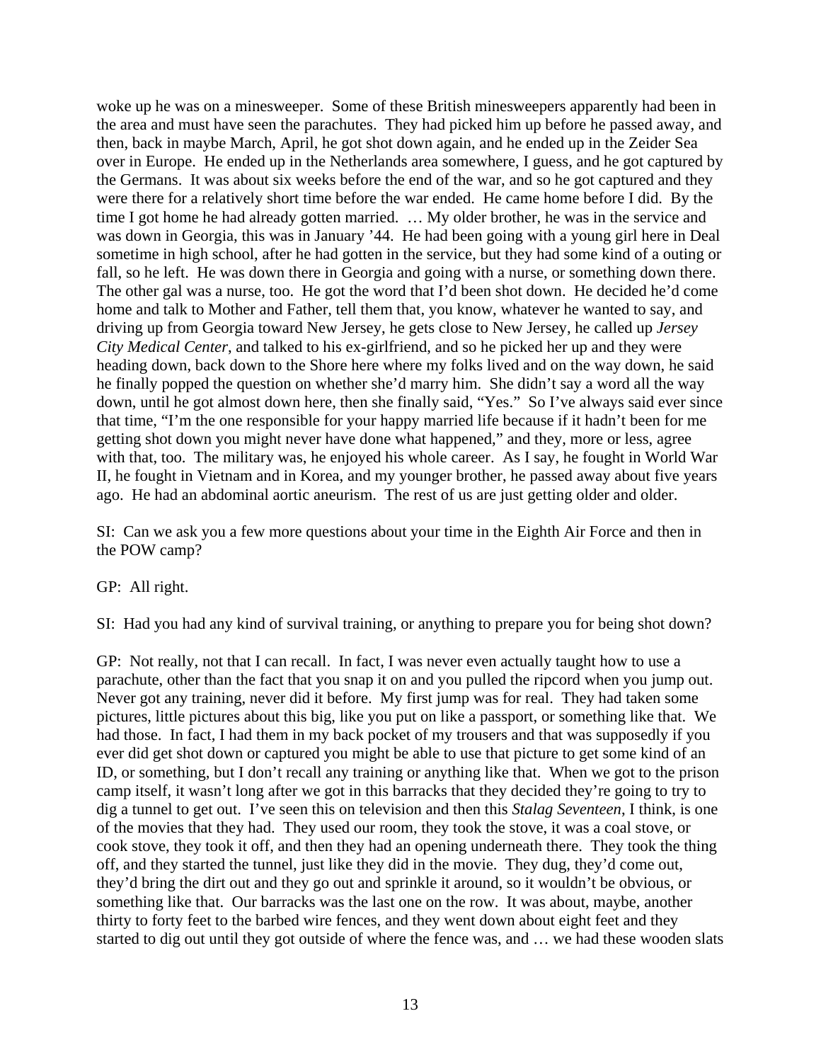woke up he was on a minesweeper. Some of these British minesweepers apparently had been in the area and must have seen the parachutes. They had picked him up before he passed away, and then, back in maybe March, April, he got shot down again, and he ended up in the Zeider Sea over in Europe. He ended up in the Netherlands area somewhere, I guess, and he got captured by the Germans. It was about six weeks before the end of the war, and so he got captured and they were there for a relatively short time before the war ended. He came home before I did. By the time I got home he had already gotten married. … My older brother, he was in the service and was down in Georgia, this was in January '44. He had been going with a young girl here in Deal sometime in high school, after he had gotten in the service, but they had some kind of a outing or fall, so he left. He was down there in Georgia and going with a nurse, or something down there. The other gal was a nurse, too. He got the word that I'd been shot down. He decided he'd come home and talk to Mother and Father, tell them that, you know, whatever he wanted to say, and driving up from Georgia toward New Jersey, he gets close to New Jersey, he called up *Jersey City Medical Center*, and talked to his ex-girlfriend, and so he picked her up and they were heading down, back down to the Shore here where my folks lived and on the way down, he said he finally popped the question on whether she'd marry him. She didn't say a word all the way down, until he got almost down here, then she finally said, "Yes." So I've always said ever since that time, "I'm the one responsible for your happy married life because if it hadn't been for me getting shot down you might never have done what happened," and they, more or less, agree with that, too. The military was, he enjoyed his whole career. As I say, he fought in World War II, he fought in Vietnam and in Korea, and my younger brother, he passed away about five years ago. He had an abdominal aortic aneurism. The rest of us are just getting older and older.

SI: Can we ask you a few more questions about your time in the Eighth Air Force and then in the POW camp?

GP: All right.

SI: Had you had any kind of survival training, or anything to prepare you for being shot down?

GP: Not really, not that I can recall. In fact, I was never even actually taught how to use a parachute, other than the fact that you snap it on and you pulled the ripcord when you jump out. Never got any training, never did it before. My first jump was for real. They had taken some pictures, little pictures about this big, like you put on like a passport, or something like that. We had those. In fact, I had them in my back pocket of my trousers and that was supposedly if you ever did get shot down or captured you might be able to use that picture to get some kind of an ID, or something, but I don't recall any training or anything like that. When we got to the prison camp itself, it wasn't long after we got in this barracks that they decided they're going to try to dig a tunnel to get out. I've seen this on television and then this *Stalag Seventeen*, I think, is one of the movies that they had. They used our room, they took the stove, it was a coal stove, or cook stove, they took it off, and then they had an opening underneath there. They took the thing off, and they started the tunnel, just like they did in the movie. They dug, they'd come out, they'd bring the dirt out and they go out and sprinkle it around, so it wouldn't be obvious, or something like that. Our barracks was the last one on the row. It was about, maybe, another thirty to forty feet to the barbed wire fences, and they went down about eight feet and they started to dig out until they got outside of where the fence was, and … we had these wooden slats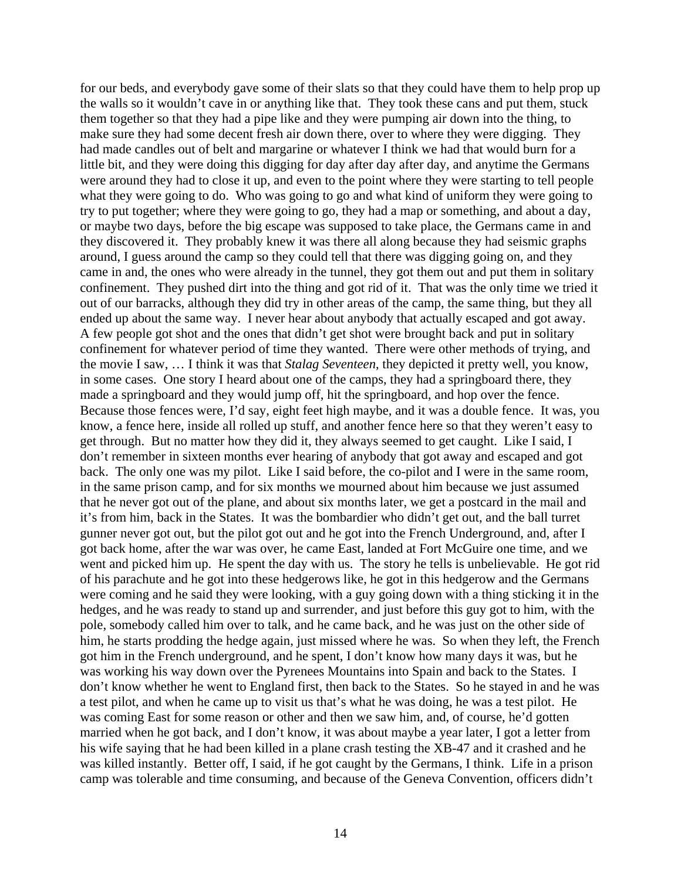for our beds, and everybody gave some of their slats so that they could have them to help prop up the walls so it wouldn't cave in or anything like that. They took these cans and put them, stuck them together so that they had a pipe like and they were pumping air down into the thing, to make sure they had some decent fresh air down there, over to where they were digging. They had made candles out of belt and margarine or whatever I think we had that would burn for a little bit, and they were doing this digging for day after day after day, and anytime the Germans were around they had to close it up, and even to the point where they were starting to tell people what they were going to do. Who was going to go and what kind of uniform they were going to try to put together; where they were going to go, they had a map or something, and about a day, or maybe two days, before the big escape was supposed to take place, the Germans came in and they discovered it. They probably knew it was there all along because they had seismic graphs around, I guess around the camp so they could tell that there was digging going on, and they came in and, the ones who were already in the tunnel, they got them out and put them in solitary confinement. They pushed dirt into the thing and got rid of it. That was the only time we tried it out of our barracks, although they did try in other areas of the camp, the same thing, but they all ended up about the same way. I never hear about anybody that actually escaped and got away. A few people got shot and the ones that didn't get shot were brought back and put in solitary confinement for whatever period of time they wanted. There were other methods of trying, and the movie I saw, … I think it was that *Stalag Seventeen*, they depicted it pretty well, you know, in some cases. One story I heard about one of the camps, they had a springboard there, they made a springboard and they would jump off, hit the springboard, and hop over the fence. Because those fences were, I'd say, eight feet high maybe, and it was a double fence. It was, you know, a fence here, inside all rolled up stuff, and another fence here so that they weren't easy to get through. But no matter how they did it, they always seemed to get caught. Like I said, I don't remember in sixteen months ever hearing of anybody that got away and escaped and got back. The only one was my pilot. Like I said before, the co-pilot and I were in the same room, in the same prison camp, and for six months we mourned about him because we just assumed that he never got out of the plane, and about six months later, we get a postcard in the mail and it's from him, back in the States. It was the bombardier who didn't get out, and the ball turret gunner never got out, but the pilot got out and he got into the French Underground, and, after I got back home, after the war was over, he came East, landed at Fort McGuire one time, and we went and picked him up. He spent the day with us. The story he tells is unbelievable. He got rid of his parachute and he got into these hedgerows like, he got in this hedgerow and the Germans were coming and he said they were looking, with a guy going down with a thing sticking it in the hedges, and he was ready to stand up and surrender, and just before this guy got to him, with the pole, somebody called him over to talk, and he came back, and he was just on the other side of him, he starts prodding the hedge again, just missed where he was. So when they left, the French got him in the French underground, and he spent, I don't know how many days it was, but he was working his way down over the Pyrenees Mountains into Spain and back to the States. I don't know whether he went to England first, then back to the States. So he stayed in and he was a test pilot, and when he came up to visit us that's what he was doing, he was a test pilot. He was coming East for some reason or other and then we saw him, and, of course, he'd gotten married when he got back, and I don't know, it was about maybe a year later, I got a letter from his wife saying that he had been killed in a plane crash testing the XB-47 and it crashed and he was killed instantly. Better off, I said, if he got caught by the Germans, I think. Life in a prison camp was tolerable and time consuming, and because of the Geneva Convention, officers didn't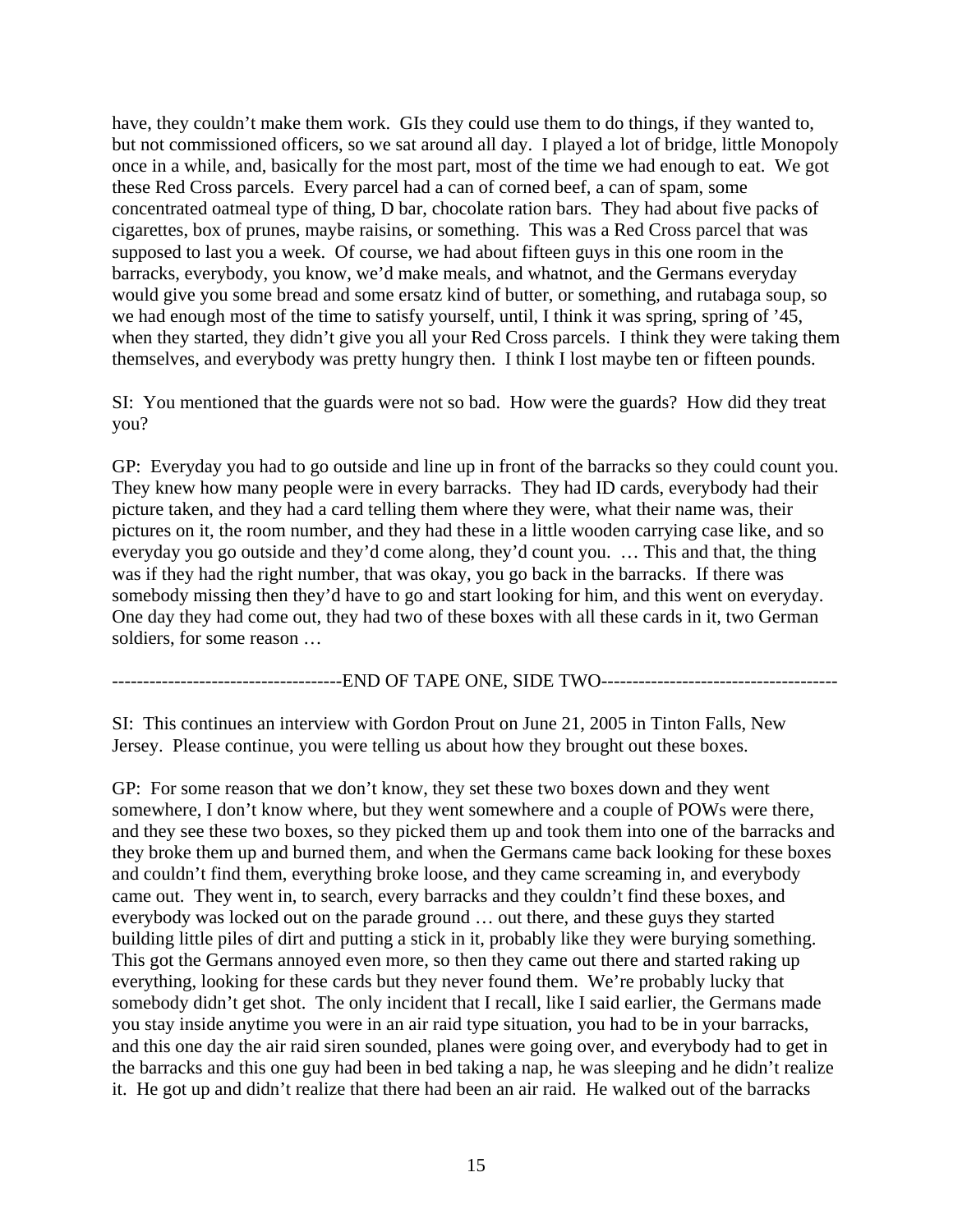have, they couldn't make them work. GIs they could use them to do things, if they wanted to, but not commissioned officers, so we sat around all day. I played a lot of bridge, little Monopoly once in a while, and, basically for the most part, most of the time we had enough to eat. We got these Red Cross parcels. Every parcel had a can of corned beef, a can of spam, some concentrated oatmeal type of thing, D bar, chocolate ration bars. They had about five packs of cigarettes, box of prunes, maybe raisins, or something. This was a Red Cross parcel that was supposed to last you a week. Of course, we had about fifteen guys in this one room in the barracks, everybody, you know, we'd make meals, and whatnot, and the Germans everyday would give you some bread and some ersatz kind of butter, or something, and rutabaga soup, so we had enough most of the time to satisfy yourself, until, I think it was spring, spring of '45, when they started, they didn't give you all your Red Cross parcels. I think they were taking them themselves, and everybody was pretty hungry then. I think I lost maybe ten or fifteen pounds.

SI: You mentioned that the guards were not so bad. How were the guards? How did they treat you?

GP: Everyday you had to go outside and line up in front of the barracks so they could count you. They knew how many people were in every barracks. They had ID cards, everybody had their picture taken, and they had a card telling them where they were, what their name was, their pictures on it, the room number, and they had these in a little wooden carrying case like, and so everyday you go outside and they'd come along, they'd count you. … This and that, the thing was if they had the right number, that was okay, you go back in the barracks. If there was somebody missing then they'd have to go and start looking for him, and this went on everyday. One day they had come out, they had two of these boxes with all these cards in it, two German soldiers, for some reason …

------------------------------------END OF TAPE ONE, SIDE TWO-------------------------------------

SI: This continues an interview with Gordon Prout on June 21, 2005 in Tinton Falls, New Jersey. Please continue, you were telling us about how they brought out these boxes.

GP: For some reason that we don't know, they set these two boxes down and they went somewhere, I don't know where, but they went somewhere and a couple of POWs were there, and they see these two boxes, so they picked them up and took them into one of the barracks and they broke them up and burned them, and when the Germans came back looking for these boxes and couldn't find them, everything broke loose, and they came screaming in, and everybody came out. They went in, to search, every barracks and they couldn't find these boxes, and everybody was locked out on the parade ground … out there, and these guys they started building little piles of dirt and putting a stick in it, probably like they were burying something. This got the Germans annoyed even more, so then they came out there and started raking up everything, looking for these cards but they never found them. We're probably lucky that somebody didn't get shot. The only incident that I recall, like I said earlier, the Germans made you stay inside anytime you were in an air raid type situation, you had to be in your barracks, and this one day the air raid siren sounded, planes were going over, and everybody had to get in the barracks and this one guy had been in bed taking a nap, he was sleeping and he didn't realize it. He got up and didn't realize that there had been an air raid. He walked out of the barracks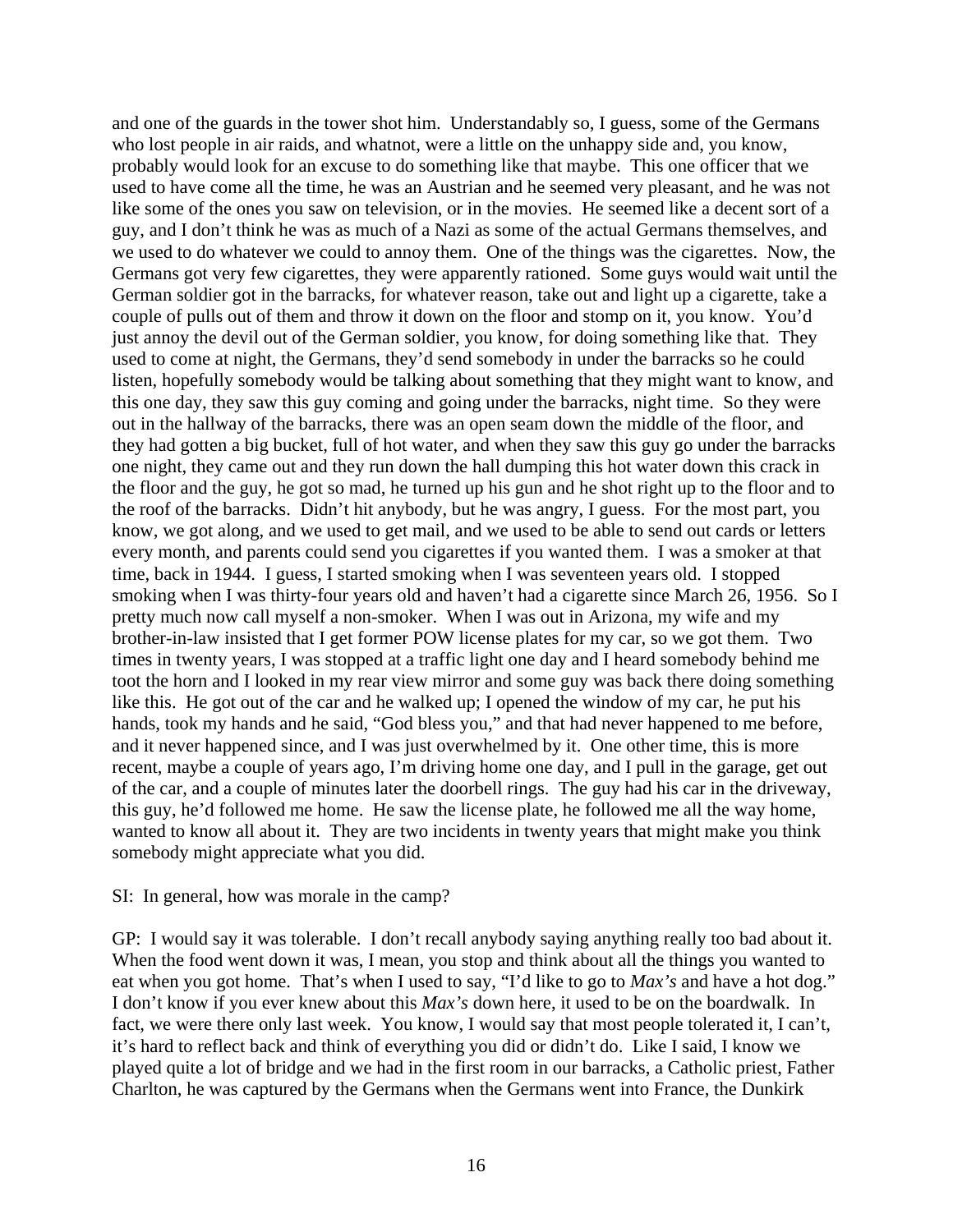and one of the guards in the tower shot him. Understandably so, I guess, some of the Germans who lost people in air raids, and whatnot, were a little on the unhappy side and, you know, probably would look for an excuse to do something like that maybe. This one officer that we used to have come all the time, he was an Austrian and he seemed very pleasant, and he was not like some of the ones you saw on television, or in the movies. He seemed like a decent sort of a guy, and I don't think he was as much of a Nazi as some of the actual Germans themselves, and we used to do whatever we could to annoy them. One of the things was the cigarettes. Now, the Germans got very few cigarettes, they were apparently rationed. Some guys would wait until the German soldier got in the barracks, for whatever reason, take out and light up a cigarette, take a couple of pulls out of them and throw it down on the floor and stomp on it, you know. You'd just annoy the devil out of the German soldier, you know, for doing something like that. They used to come at night, the Germans, they'd send somebody in under the barracks so he could listen, hopefully somebody would be talking about something that they might want to know, and this one day, they saw this guy coming and going under the barracks, night time. So they were out in the hallway of the barracks, there was an open seam down the middle of the floor, and they had gotten a big bucket, full of hot water, and when they saw this guy go under the barracks one night, they came out and they run down the hall dumping this hot water down this crack in the floor and the guy, he got so mad, he turned up his gun and he shot right up to the floor and to the roof of the barracks. Didn't hit anybody, but he was angry, I guess. For the most part, you know, we got along, and we used to get mail, and we used to be able to send out cards or letters every month, and parents could send you cigarettes if you wanted them. I was a smoker at that time, back in 1944. I guess, I started smoking when I was seventeen years old. I stopped smoking when I was thirty-four years old and haven't had a cigarette since March 26, 1956. So I pretty much now call myself a non-smoker. When I was out in Arizona, my wife and my brother-in-law insisted that I get former POW license plates for my car, so we got them. Two times in twenty years, I was stopped at a traffic light one day and I heard somebody behind me toot the horn and I looked in my rear view mirror and some guy was back there doing something like this. He got out of the car and he walked up; I opened the window of my car, he put his hands, took my hands and he said, "God bless you," and that had never happened to me before, and it never happened since, and I was just overwhelmed by it. One other time, this is more recent, maybe a couple of years ago, I'm driving home one day, and I pull in the garage, get out of the car, and a couple of minutes later the doorbell rings. The guy had his car in the driveway, this guy, he'd followed me home. He saw the license plate, he followed me all the way home, wanted to know all about it. They are two incidents in twenty years that might make you think somebody might appreciate what you did.

SI: In general, how was morale in the camp?

GP: I would say it was tolerable. I don't recall anybody saying anything really too bad about it. When the food went down it was, I mean, you stop and think about all the things you wanted to eat when you got home. That's when I used to say, "I'd like to go to *Max's* and have a hot dog." I don't know if you ever knew about this *Max's* down here, it used to be on the boardwalk. In fact, we were there only last week. You know, I would say that most people tolerated it, I can't, it's hard to reflect back and think of everything you did or didn't do. Like I said, I know we played quite a lot of bridge and we had in the first room in our barracks, a Catholic priest, Father Charlton, he was captured by the Germans when the Germans went into France, the Dunkirk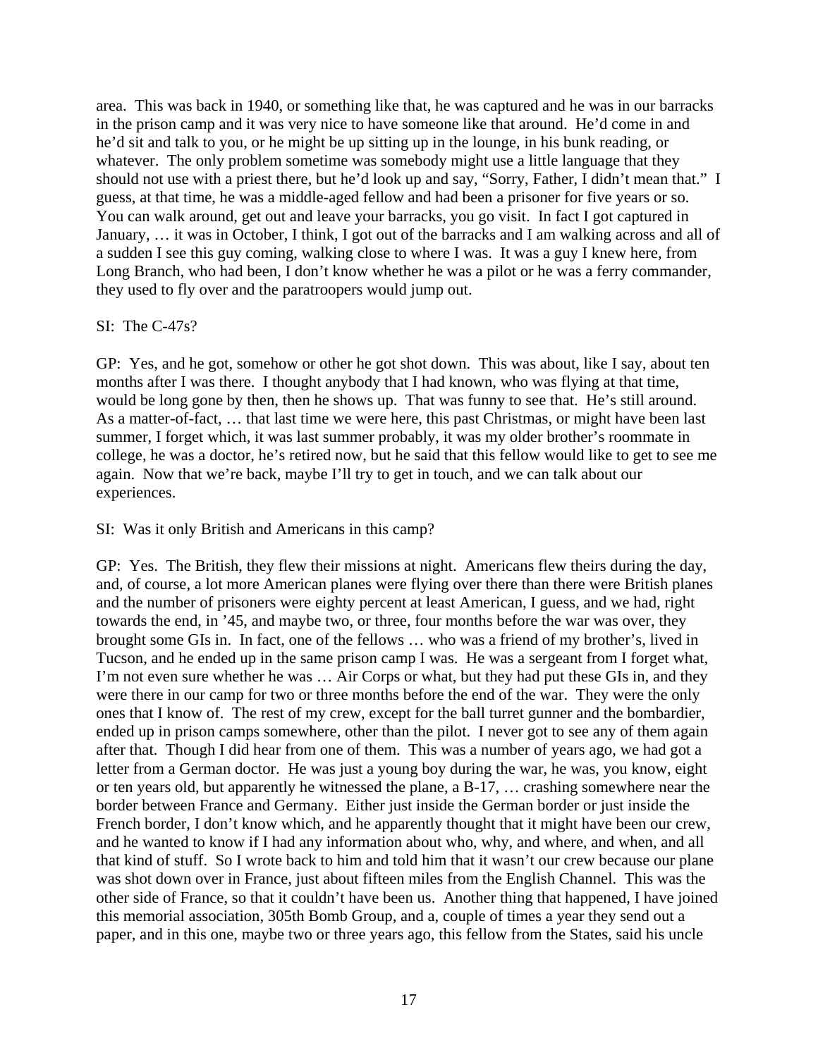area. This was back in 1940, or something like that, he was captured and he was in our barracks in the prison camp and it was very nice to have someone like that around. He'd come in and he'd sit and talk to you, or he might be up sitting up in the lounge, in his bunk reading, or whatever. The only problem sometime was somebody might use a little language that they should not use with a priest there, but he'd look up and say, "Sorry, Father, I didn't mean that." I guess, at that time, he was a middle-aged fellow and had been a prisoner for five years or so. You can walk around, get out and leave your barracks, you go visit. In fact I got captured in January, … it was in October, I think, I got out of the barracks and I am walking across and all of a sudden I see this guy coming, walking close to where I was. It was a guy I knew here, from Long Branch, who had been, I don't know whether he was a pilot or he was a ferry commander, they used to fly over and the paratroopers would jump out.

SI: The C-47s?

GP: Yes, and he got, somehow or other he got shot down. This was about, like I say, about ten months after I was there. I thought anybody that I had known, who was flying at that time, would be long gone by then, then he shows up. That was funny to see that. He's still around. As a matter-of-fact, … that last time we were here, this past Christmas, or might have been last summer, I forget which, it was last summer probably, it was my older brother's roommate in college, he was a doctor, he's retired now, but he said that this fellow would like to get to see me again. Now that we're back, maybe I'll try to get in touch, and we can talk about our experiences.

SI: Was it only British and Americans in this camp?

GP: Yes. The British, they flew their missions at night. Americans flew theirs during the day, and, of course, a lot more American planes were flying over there than there were British planes and the number of prisoners were eighty percent at least American, I guess, and we had, right towards the end, in '45, and maybe two, or three, four months before the war was over, they brought some GIs in. In fact, one of the fellows … who was a friend of my brother's, lived in Tucson, and he ended up in the same prison camp I was. He was a sergeant from I forget what, I'm not even sure whether he was … Air Corps or what, but they had put these GIs in, and they were there in our camp for two or three months before the end of the war. They were the only ones that I know of. The rest of my crew, except for the ball turret gunner and the bombardier, ended up in prison camps somewhere, other than the pilot. I never got to see any of them again after that. Though I did hear from one of them. This was a number of years ago, we had got a letter from a German doctor. He was just a young boy during the war, he was, you know, eight or ten years old, but apparently he witnessed the plane, a B-17, … crashing somewhere near the border between France and Germany. Either just inside the German border or just inside the French border, I don't know which, and he apparently thought that it might have been our crew, and he wanted to know if I had any information about who, why, and where, and when, and all that kind of stuff. So I wrote back to him and told him that it wasn't our crew because our plane was shot down over in France, just about fifteen miles from the English Channel. This was the other side of France, so that it couldn't have been us. Another thing that happened, I have joined this memorial association, 305th Bomb Group, and a, couple of times a year they send out a paper, and in this one, maybe two or three years ago, this fellow from the States, said his uncle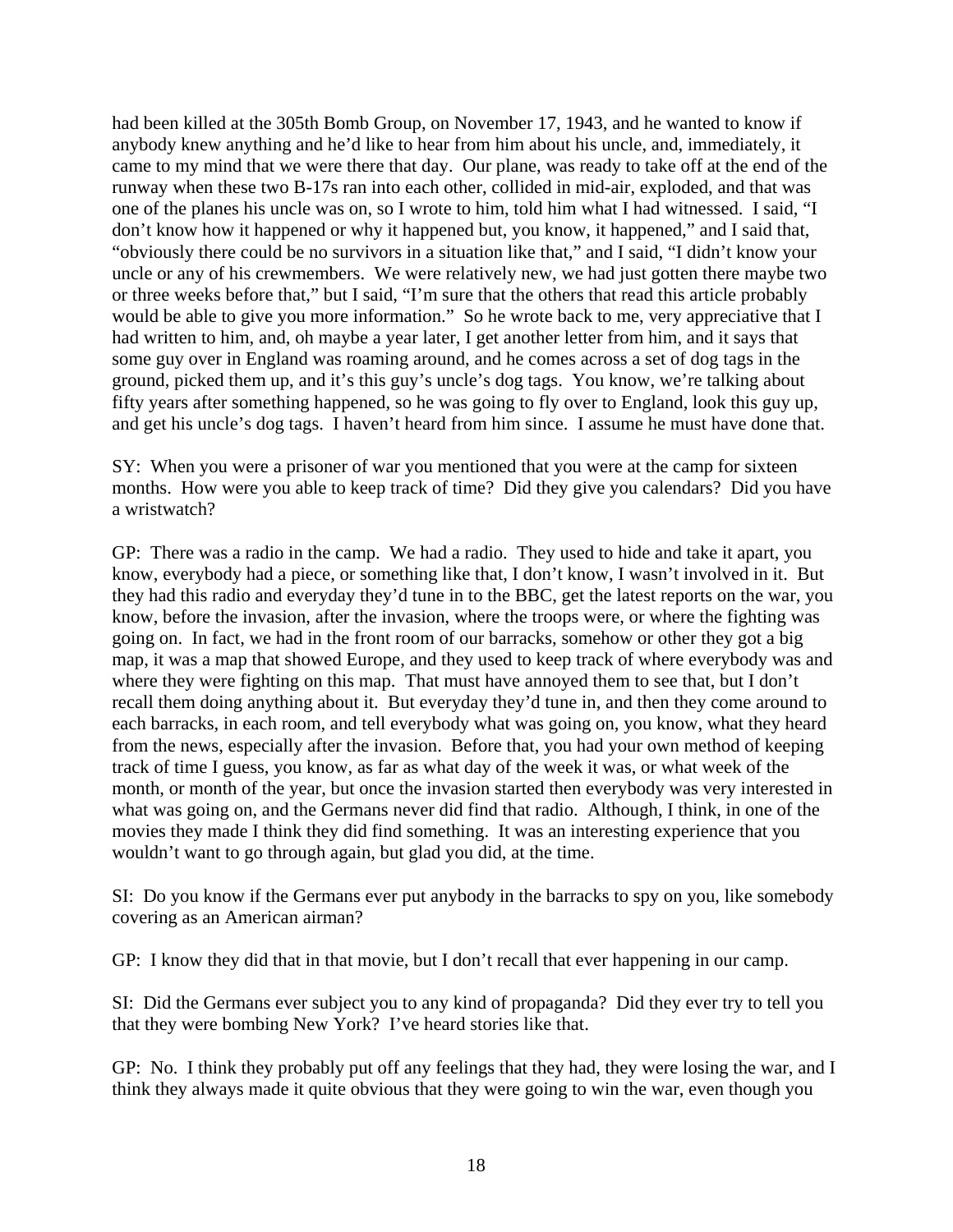had been killed at the 305th Bomb Group, on November 17, 1943, and he wanted to know if anybody knew anything and he'd like to hear from him about his uncle, and, immediately, it came to my mind that we were there that day. Our plane, was ready to take off at the end of the runway when these two B-17s ran into each other, collided in mid-air, exploded, and that was one of the planes his uncle was on, so I wrote to him, told him what I had witnessed. I said, "I don't know how it happened or why it happened but, you know, it happened," and I said that, "obviously there could be no survivors in a situation like that," and I said, "I didn't know your uncle or any of his crewmembers. We were relatively new, we had just gotten there maybe two or three weeks before that," but I said, "I'm sure that the others that read this article probably would be able to give you more information." So he wrote back to me, very appreciative that I had written to him, and, oh maybe a year later, I get another letter from him, and it says that some guy over in England was roaming around, and he comes across a set of dog tags in the ground, picked them up, and it's this guy's uncle's dog tags. You know, we're talking about fifty years after something happened, so he was going to fly over to England, look this guy up, and get his uncle's dog tags. I haven't heard from him since. I assume he must have done that.

SY: When you were a prisoner of war you mentioned that you were at the camp for sixteen months. How were you able to keep track of time? Did they give you calendars? Did you have a wristwatch?

GP: There was a radio in the camp. We had a radio. They used to hide and take it apart, you know, everybody had a piece, or something like that, I don't know, I wasn't involved in it. But they had this radio and everyday they'd tune in to the BBC, get the latest reports on the war, you know, before the invasion, after the invasion, where the troops were, or where the fighting was going on. In fact, we had in the front room of our barracks, somehow or other they got a big map, it was a map that showed Europe, and they used to keep track of where everybody was and where they were fighting on this map. That must have annoyed them to see that, but I don't recall them doing anything about it. But everyday they'd tune in, and then they come around to each barracks, in each room, and tell everybody what was going on, you know, what they heard from the news, especially after the invasion. Before that, you had your own method of keeping track of time I guess, you know, as far as what day of the week it was, or what week of the month, or month of the year, but once the invasion started then everybody was very interested in what was going on, and the Germans never did find that radio. Although, I think, in one of the movies they made I think they did find something. It was an interesting experience that you wouldn't want to go through again, but glad you did, at the time.

SI: Do you know if the Germans ever put anybody in the barracks to spy on you, like somebody covering as an American airman?

GP: I know they did that in that movie, but I don't recall that ever happening in our camp.

SI: Did the Germans ever subject you to any kind of propaganda? Did they ever try to tell you that they were bombing New York? I've heard stories like that.

GP: No. I think they probably put off any feelings that they had, they were losing the war, and I think they always made it quite obvious that they were going to win the war, even though you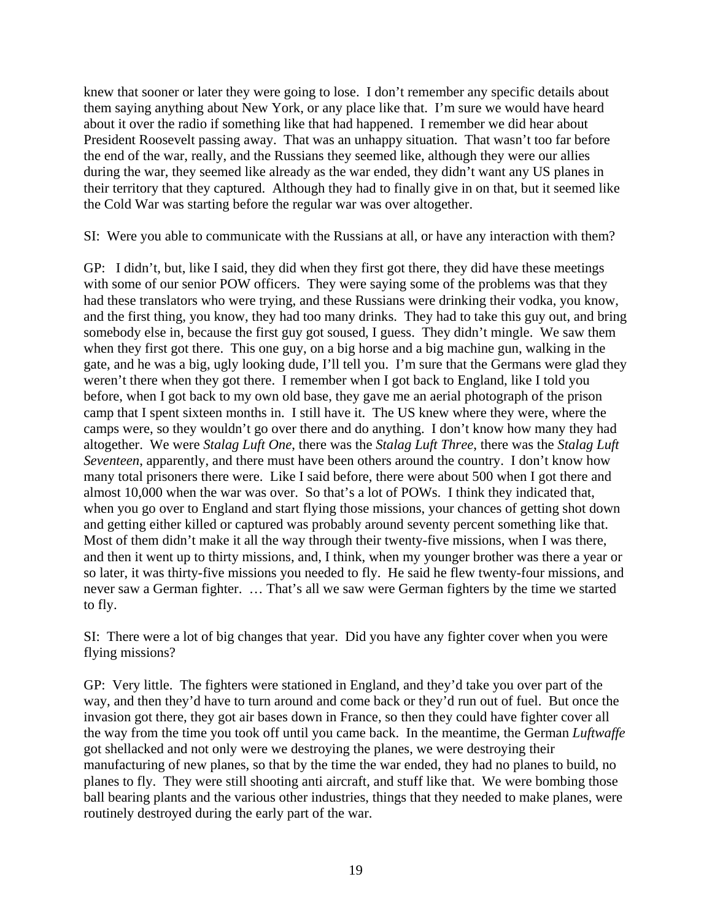knew that sooner or later they were going to lose. I don't remember any specific details about them saying anything about New York, or any place like that. I'm sure we would have heard about it over the radio if something like that had happened. I remember we did hear about President Roosevelt passing away. That was an unhappy situation. That wasn't too far before the end of the war, really, and the Russians they seemed like, although they were our allies during the war, they seemed like already as the war ended, they didn't want any US planes in their territory that they captured. Although they had to finally give in on that, but it seemed like the Cold War was starting before the regular war was over altogether.

SI: Were you able to communicate with the Russians at all, or have any interaction with them?

GP: I didn't, but, like I said, they did when they first got there, they did have these meetings with some of our senior POW officers. They were saying some of the problems was that they had these translators who were trying, and these Russians were drinking their vodka, you know, and the first thing, you know, they had too many drinks. They had to take this guy out, and bring somebody else in, because the first guy got soused, I guess. They didn't mingle. We saw them when they first got there. This one guy, on a big horse and a big machine gun, walking in the gate, and he was a big, ugly looking dude, I'll tell you. I'm sure that the Germans were glad they weren't there when they got there. I remember when I got back to England, like I told you before, when I got back to my own old base, they gave me an aerial photograph of the prison camp that I spent sixteen months in. I still have it. The US knew where they were, where the camps were, so they wouldn't go over there and do anything. I don't know how many they had altogether. We were *Stalag Luft One*, there was the *Stalag Luft Three*, there was the *Stalag Luft Seventeen*, apparently, and there must have been others around the country. I don't know how many total prisoners there were. Like I said before, there were about 500 when I got there and almost 10,000 when the war was over. So that's a lot of POWs. I think they indicated that, when you go over to England and start flying those missions, your chances of getting shot down and getting either killed or captured was probably around seventy percent something like that. Most of them didn't make it all the way through their twenty-five missions, when I was there, and then it went up to thirty missions, and, I think, when my younger brother was there a year or so later, it was thirty-five missions you needed to fly. He said he flew twenty-four missions, and never saw a German fighter. … That's all we saw were German fighters by the time we started to fly.

SI: There were a lot of big changes that year. Did you have any fighter cover when you were flying missions?

GP: Very little. The fighters were stationed in England, and they'd take you over part of the way, and then they'd have to turn around and come back or they'd run out of fuel. But once the invasion got there, they got air bases down in France, so then they could have fighter cover all the way from the time you took off until you came back. In the meantime, the German *Luftwaffe* got shellacked and not only were we destroying the planes, we were destroying their manufacturing of new planes, so that by the time the war ended, they had no planes to build, no planes to fly. They were still shooting anti aircraft, and stuff like that. We were bombing those ball bearing plants and the various other industries, things that they needed to make planes, were routinely destroyed during the early part of the war.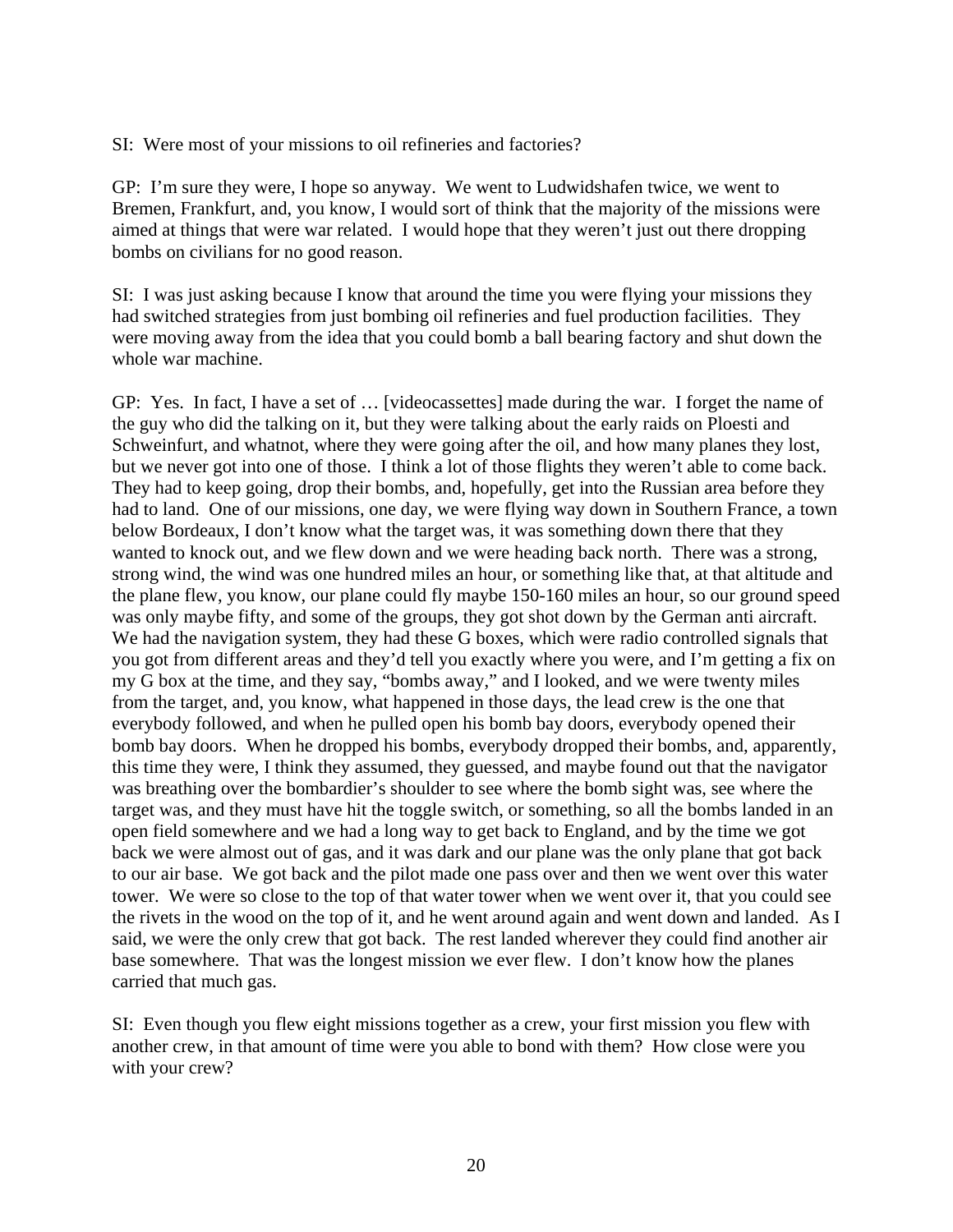SI: Were most of your missions to oil refineries and factories?

GP: I'm sure they were, I hope so anyway. We went to Ludwidshafen twice, we went to Bremen, Frankfurt, and, you know, I would sort of think that the majority of the missions were aimed at things that were war related. I would hope that they weren't just out there dropping bombs on civilians for no good reason.

SI: I was just asking because I know that around the time you were flying your missions they had switched strategies from just bombing oil refineries and fuel production facilities. They were moving away from the idea that you could bomb a ball bearing factory and shut down the whole war machine.

GP: Yes. In fact, I have a set of … [videocassettes] made during the war. I forget the name of the guy who did the talking on it, but they were talking about the early raids on Ploesti and Schweinfurt, and whatnot, where they were going after the oil, and how many planes they lost, but we never got into one of those. I think a lot of those flights they weren't able to come back. They had to keep going, drop their bombs, and, hopefully, get into the Russian area before they had to land. One of our missions, one day, we were flying way down in Southern France, a town below Bordeaux, I don't know what the target was, it was something down there that they wanted to knock out, and we flew down and we were heading back north. There was a strong, strong wind, the wind was one hundred miles an hour, or something like that, at that altitude and the plane flew, you know, our plane could fly maybe 150-160 miles an hour, so our ground speed was only maybe fifty, and some of the groups, they got shot down by the German anti aircraft. We had the navigation system, they had these G boxes, which were radio controlled signals that you got from different areas and they'd tell you exactly where you were, and I'm getting a fix on my G box at the time, and they say, "bombs away," and I looked, and we were twenty miles from the target, and, you know, what happened in those days, the lead crew is the one that everybody followed, and when he pulled open his bomb bay doors, everybody opened their bomb bay doors. When he dropped his bombs, everybody dropped their bombs, and, apparently, this time they were, I think they assumed, they guessed, and maybe found out that the navigator was breathing over the bombardier's shoulder to see where the bomb sight was, see where the target was, and they must have hit the toggle switch, or something, so all the bombs landed in an open field somewhere and we had a long way to get back to England, and by the time we got back we were almost out of gas, and it was dark and our plane was the only plane that got back to our air base. We got back and the pilot made one pass over and then we went over this water tower. We were so close to the top of that water tower when we went over it, that you could see the rivets in the wood on the top of it, and he went around again and went down and landed. As I said, we were the only crew that got back. The rest landed wherever they could find another air base somewhere. That was the longest mission we ever flew. I don't know how the planes carried that much gas.

SI: Even though you flew eight missions together as a crew, your first mission you flew with another crew, in that amount of time were you able to bond with them? How close were you with your crew?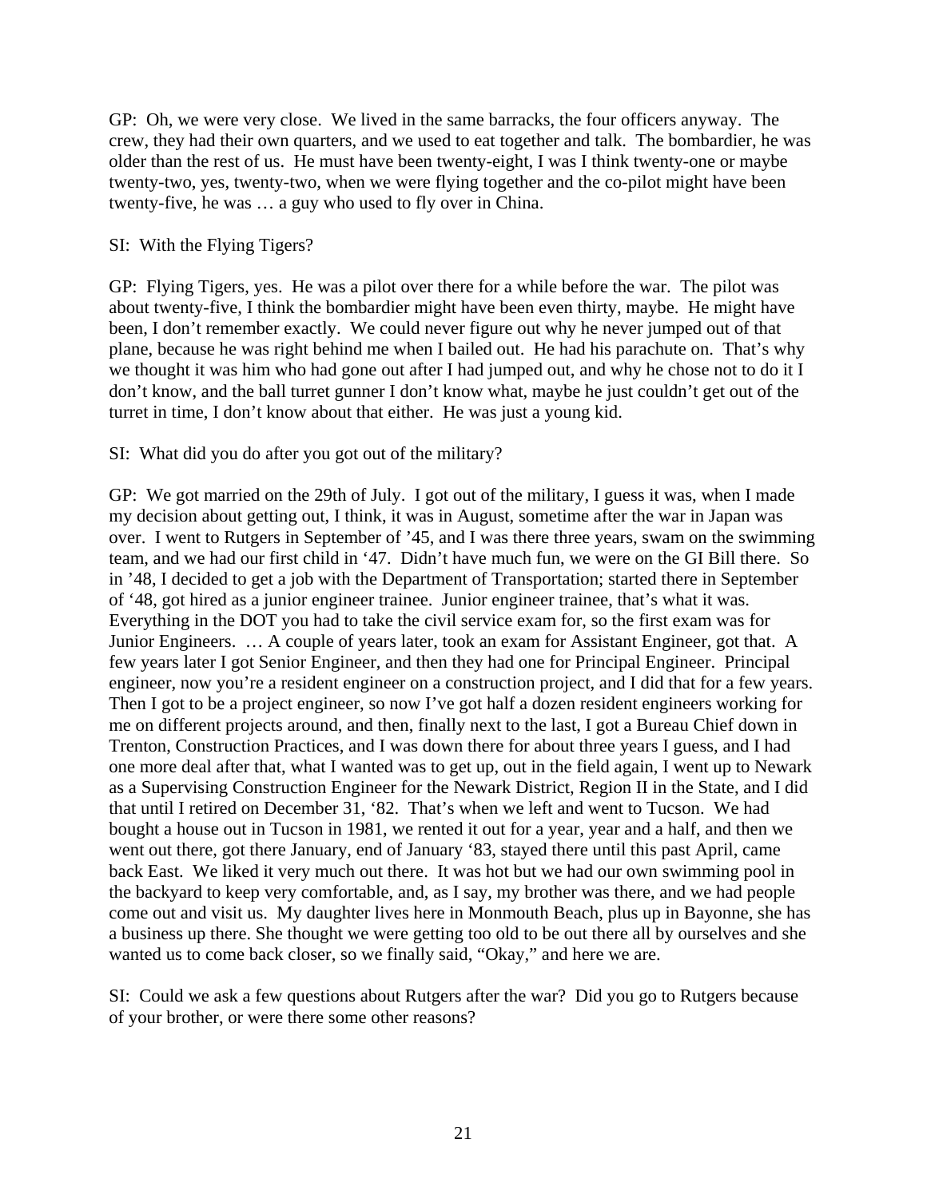GP: Oh, we were very close. We lived in the same barracks, the four officers anyway. The crew, they had their own quarters, and we used to eat together and talk. The bombardier, he was older than the rest of us. He must have been twenty-eight, I was I think twenty-one or maybe twenty-two, yes, twenty-two, when we were flying together and the co-pilot might have been twenty-five, he was … a guy who used to fly over in China.

SI: With the Flying Tigers?

GP: Flying Tigers, yes. He was a pilot over there for a while before the war. The pilot was about twenty-five, I think the bombardier might have been even thirty, maybe. He might have been, I don't remember exactly. We could never figure out why he never jumped out of that plane, because he was right behind me when I bailed out. He had his parachute on. That's why we thought it was him who had gone out after I had jumped out, and why he chose not to do it I don't know, and the ball turret gunner I don't know what, maybe he just couldn't get out of the turret in time, I don't know about that either. He was just a young kid.

SI: What did you do after you got out of the military?

GP: We got married on the 29th of July. I got out of the military, I guess it was, when I made my decision about getting out, I think, it was in August, sometime after the war in Japan was over. I went to Rutgers in September of '45, and I was there three years, swam on the swimming team, and we had our first child in '47. Didn't have much fun, we were on the GI Bill there. So in '48, I decided to get a job with the Department of Transportation; started there in September of '48, got hired as a junior engineer trainee. Junior engineer trainee, that's what it was. Everything in the DOT you had to take the civil service exam for, so the first exam was for Junior Engineers. … A couple of years later, took an exam for Assistant Engineer, got that. A few years later I got Senior Engineer, and then they had one for Principal Engineer. Principal engineer, now you're a resident engineer on a construction project, and I did that for a few years. Then I got to be a project engineer, so now I've got half a dozen resident engineers working for me on different projects around, and then, finally next to the last, I got a Bureau Chief down in Trenton, Construction Practices, and I was down there for about three years I guess, and I had one more deal after that, what I wanted was to get up, out in the field again, I went up to Newark as a Supervising Construction Engineer for the Newark District, Region II in the State, and I did that until I retired on December 31, '82. That's when we left and went to Tucson. We had bought a house out in Tucson in 1981, we rented it out for a year, year and a half, and then we went out there, got there January, end of January '83, stayed there until this past April, came back East. We liked it very much out there. It was hot but we had our own swimming pool in the backyard to keep very comfortable, and, as I say, my brother was there, and we had people come out and visit us. My daughter lives here in Monmouth Beach, plus up in Bayonne, she has a business up there. She thought we were getting too old to be out there all by ourselves and she wanted us to come back closer, so we finally said, "Okay," and here we are.

SI: Could we ask a few questions about Rutgers after the war? Did you go to Rutgers because of your brother, or were there some other reasons?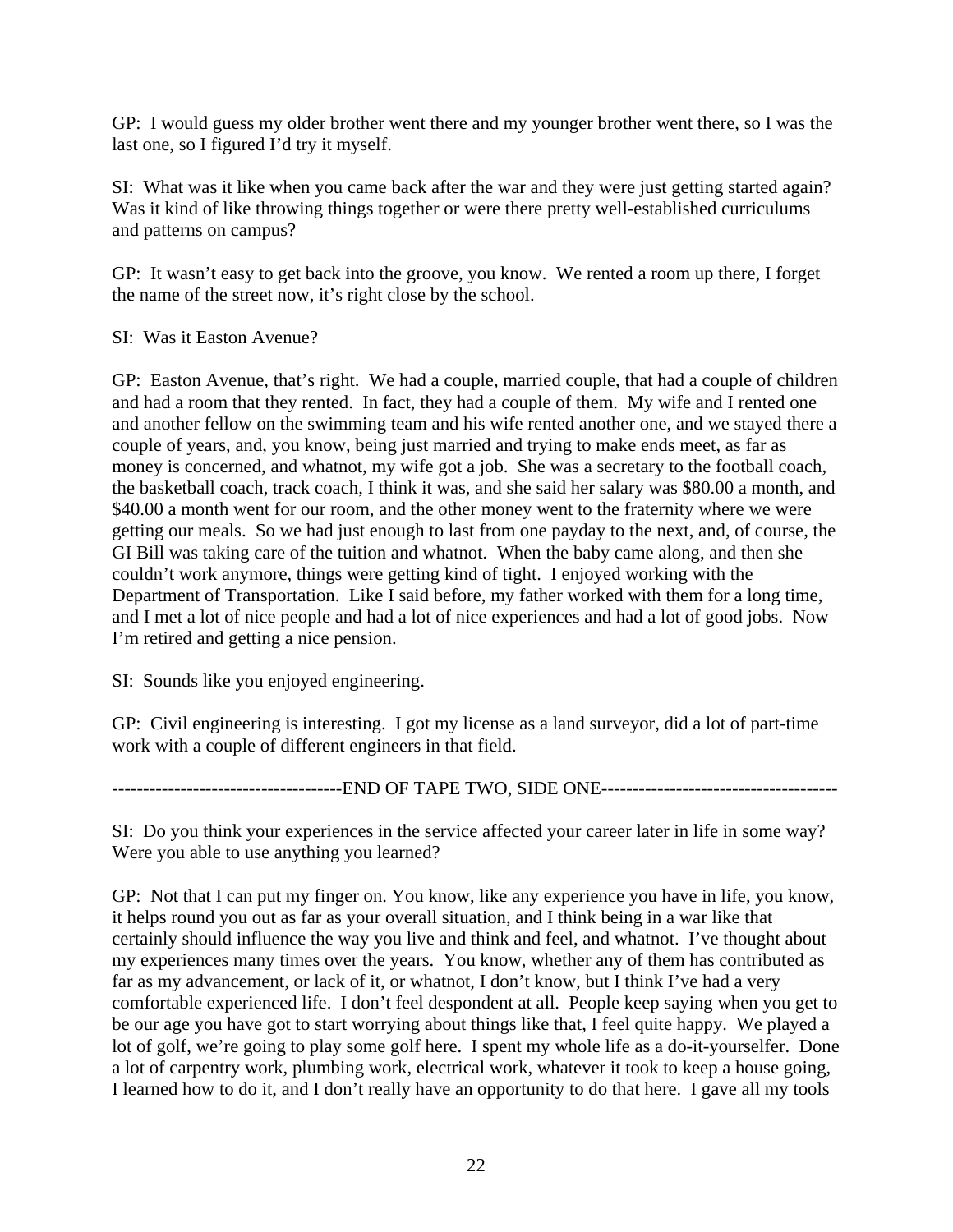GP: I would guess my older brother went there and my younger brother went there, so I was the last one, so I figured I'd try it myself.

SI: What was it like when you came back after the war and they were just getting started again? Was it kind of like throwing things together or were there pretty well-established curriculums and patterns on campus?

GP: It wasn't easy to get back into the groove, you know. We rented a room up there, I forget the name of the street now, it's right close by the school.

SI: Was it Easton Avenue?

GP: Easton Avenue, that's right. We had a couple, married couple, that had a couple of children and had a room that they rented. In fact, they had a couple of them. My wife and I rented one and another fellow on the swimming team and his wife rented another one, and we stayed there a couple of years, and, you know, being just married and trying to make ends meet, as far as money is concerned, and whatnot, my wife got a job. She was a secretary to the football coach, the basketball coach, track coach, I think it was, and she said her salary was $80.00 a month, and $40.00 a month went for our room, and the other money went to the fraternity where we were getting our meals. So we had just enough to last from one payday to the next, and, of course, the GI Bill was taking care of the tuition and whatnot. When the baby came along, and then she couldn't work anymore, things were getting kind of tight. I enjoyed working with the Department of Transportation. Like I said before, my father worked with them for a long time, and I met a lot of nice people and had a lot of nice experiences and had a lot of good jobs. Now I'm retired and getting a nice pension.

SI: Sounds like you enjoyed engineering.

GP: Civil engineering is interesting. I got my license as a land surveyor, did a lot of part-time work with a couple of different engineers in that field.

-------------------------------------END OF TAPE TWO, SIDE ONE--------------------------------------

SI: Do you think your experiences in the service affected your career later in life in some way? Were you able to use anything you learned?

GP: Not that I can put my finger on. You know, like any experience you have in life, you know, it helps round you out as far as your overall situation, and I think being in a war like that certainly should influence the way you live and think and feel, and whatnot. I've thought about my experiences many times over the years. You know, whether any of them has contributed as far as my advancement, or lack of it, or whatnot, I don't know, but I think I've had a very comfortable experienced life. I don't feel despondent at all. People keep saying when you get to be our age you have got to start worrying about things like that, I feel quite happy. We played a lot of golf, we're going to play some golf here. I spent my whole life as a do-it-yourselfer. Done a lot of carpentry work, plumbing work, electrical work, whatever it took to keep a house going, I learned how to do it, and I don't really have an opportunity to do that here. I gave all my tools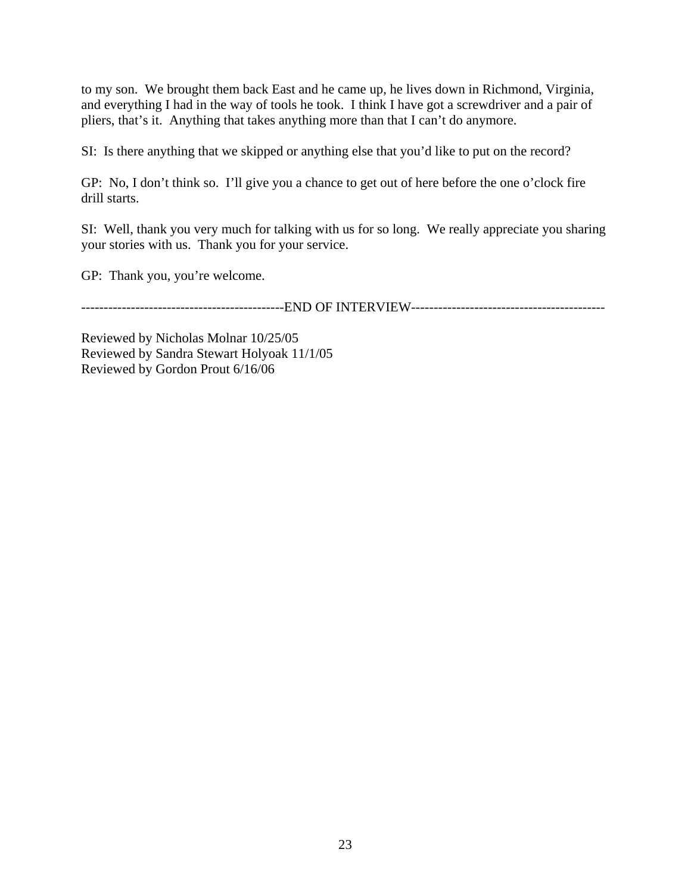to my son. We brought them back East and he came up, he lives down in Richmond, Virginia, and everything I had in the way of tools he took. I think I have got a screwdriver and a pair of pliers, that's it. Anything that takes anything more than that I can't do anymore.

SI: Is there anything that we skipped or anything else that you'd like to put on the record?

GP: No, I don't think so. I'll give you a chance to get out of here before the one o'clock fire drill starts.

SI: Well, thank you very much for talking with us for so long. We really appreciate you sharing your stories with us. Thank you for your service.

GP: Thank you, you're welcome.

---------------------------------------------END OF INTERVIEW-------------------------------------------

Reviewed by Nicholas Molnar 10/25/05  
Reviewed by Sandra Stewart Holyoak 11/1/05  
Reviewed by Gordon Prout 6/16/06